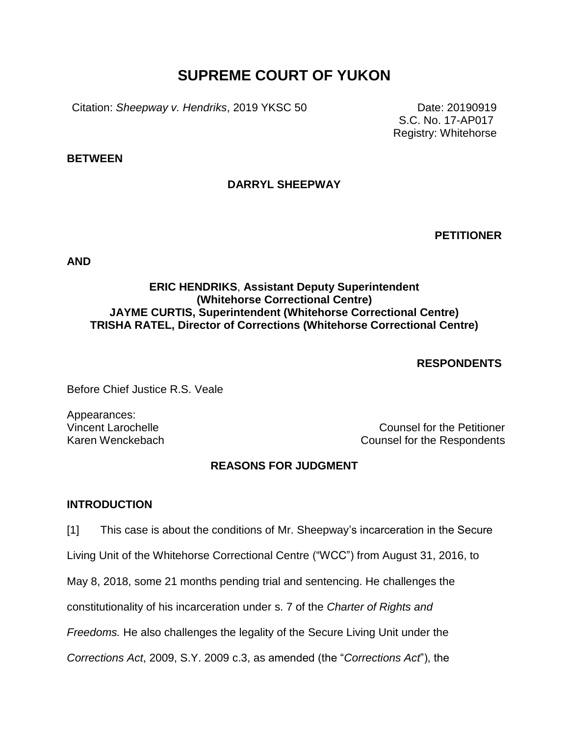# SUPREME COURT OF YUKON

Citation: *Sheepway v. Hendriks*, 2019 YKSC 50

Date: 20190919
S.C. No. 17-AP017
Registry: Whitehorse

**BETWEEN**

**DARRYL SHEEPWAY**

**PETITIONER**

**AND**

**ERIC HENDRIKS, Assistant Deputy Superintendent (Whitehorse Correctional Centre)**
**JAYME CURTIS, Superintendent (Whitehorse Correctional Centre)**
**TRISHA RATEL, Director of Corrections (Whitehorse Correctional Centre)**

**RESPONDENTS**

Before Chief Justice R.S. Veale

Appearances:
Vincent Larochelle — Counsel for the Petitioner
Karen Wenckebach — Counsel for the Respondents

## REASONS FOR JUDGMENT

### INTRODUCTION

[1] This case is about the conditions of Mr. Sheepway's incarceration in the Secure Living Unit of the Whitehorse Correctional Centre ("WCC") from August 31, 2016, to May 8, 2018, some 21 months pending trial and sentencing. He challenges the constitutionality of his incarceration under s. 7 of the *Charter of Rights and Freedoms.* He also challenges the legality of the Secure Living Unit under the *Corrections Act*, 2009, S.Y. 2009 c.3, as amended (the "*Corrections Act*"), the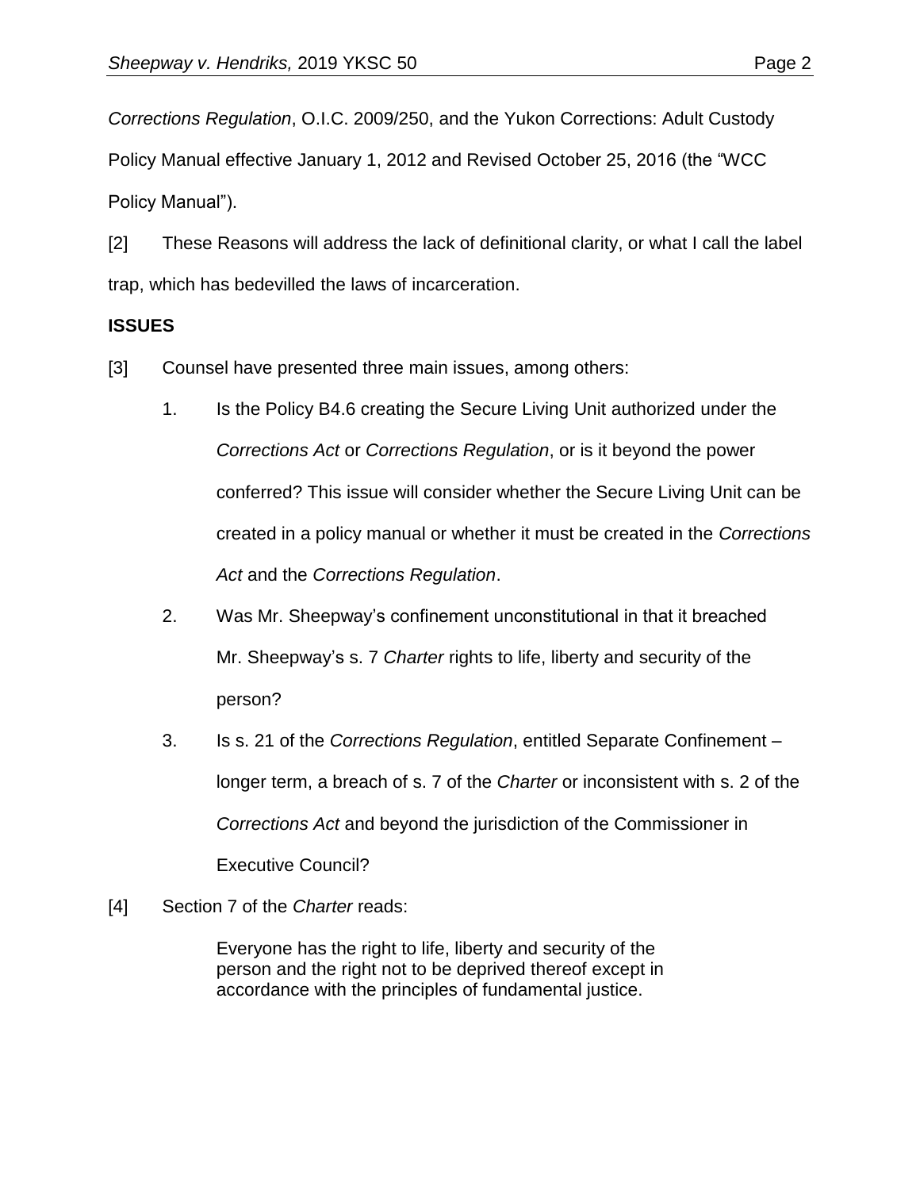*Corrections Regulation*, O.I.C. 2009/250, and the Yukon Corrections: Adult Custody Policy Manual effective January 1, 2012 and Revised October 25, 2016 (the "WCC Policy Manual").

[2] These Reasons will address the lack of definitional clarity, or what I call the label trap, which has bedevilled the laws of incarceration.

**ISSUES**

[3] Counsel have presented three main issues, among others:

1. Is the Policy B4.6 creating the Secure Living Unit authorized under the *Corrections Act* or *Corrections Regulation*, or is it beyond the power conferred? This issue will consider whether the Secure Living Unit can be created in a policy manual or whether it must be created in the *Corrections Act* and the *Corrections Regulation*.
2. Was Mr. Sheepway's confinement unconstitutional in that it breached Mr. Sheepway's s. 7 *Charter* rights to life, liberty and security of the person?
3. Is s. 21 of the *Corrections Regulation*, entitled Separate Confinement – longer term, a breach of s. 7 of the *Charter* or inconsistent with s. 2 of the *Corrections Act* and beyond the jurisdiction of the Commissioner in Executive Council?

[4] Section 7 of the *Charter* reads:

> Everyone has the right to life, liberty and security of the person and the right not to be deprived thereof except in accordance with the principles of fundamental justice.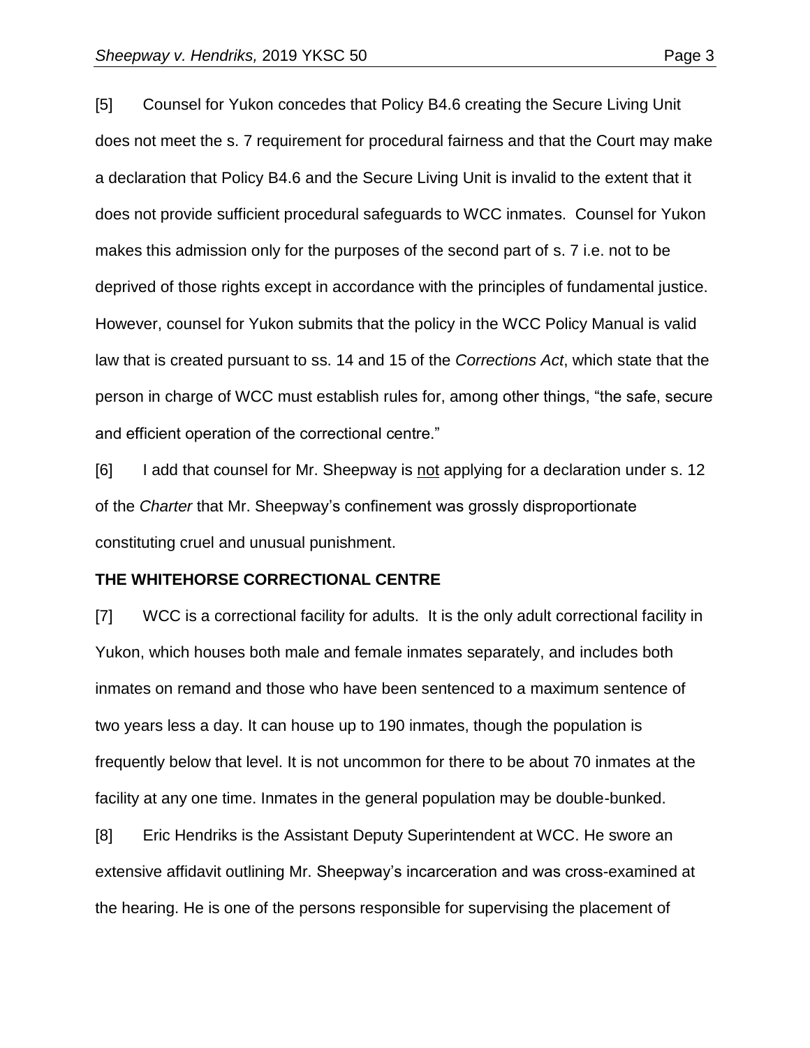[5] Counsel for Yukon concedes that Policy B4.6 creating the Secure Living Unit does not meet the s. 7 requirement for procedural fairness and that the Court may make a declaration that Policy B4.6 and the Secure Living Unit is invalid to the extent that it does not provide sufficient procedural safeguards to WCC inmates. Counsel for Yukon makes this admission only for the purposes of the second part of s. 7 i.e. not to be deprived of those rights except in accordance with the principles of fundamental justice. However, counsel for Yukon submits that the policy in the WCC Policy Manual is valid law that is created pursuant to ss. 14 and 15 of the *Corrections Act*, which state that the person in charge of WCC must establish rules for, among other things, "the safe, secure and efficient operation of the correctional centre."

[6] I add that counsel for Mr. Sheepway is <u>not</u> applying for a declaration under s. 12 of the *Charter* that Mr. Sheepway's confinement was grossly disproportionate constituting cruel and unusual punishment.

**THE WHITEHORSE CORRECTIONAL CENTRE**

[7] WCC is a correctional facility for adults. It is the only adult correctional facility in Yukon, which houses both male and female inmates separately, and includes both inmates on remand and those who have been sentenced to a maximum sentence of two years less a day. It can house up to 190 inmates, though the population is frequently below that level. It is not uncommon for there to be about 70 inmates at the facility at any one time. Inmates in the general population may be double-bunked.

[8] Eric Hendriks is the Assistant Deputy Superintendent at WCC. He swore an extensive affidavit outlining Mr. Sheepway's incarceration and was cross-examined at the hearing. He is one of the persons responsible for supervising the placement of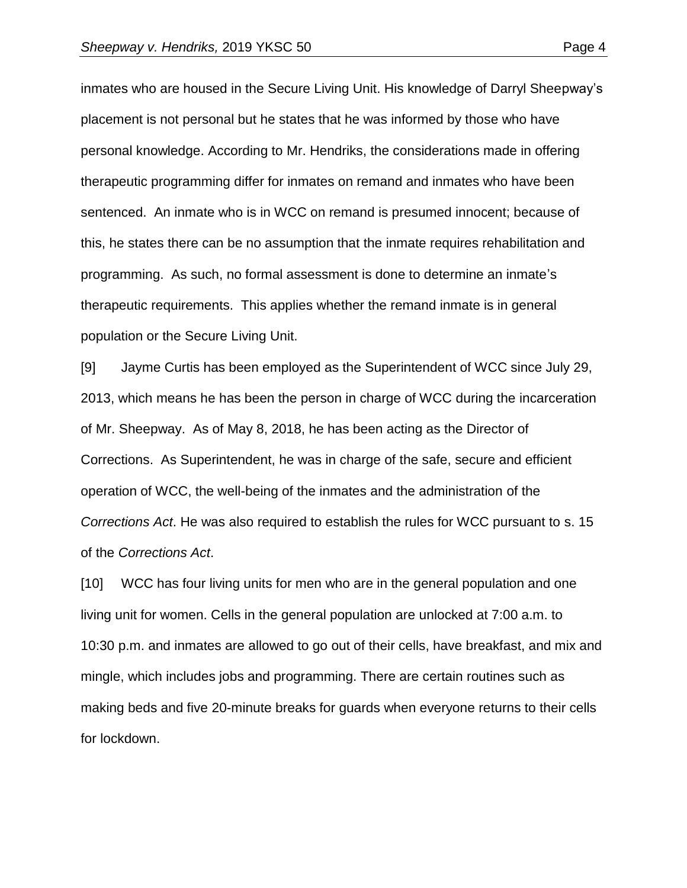inmates who are housed in the Secure Living Unit. His knowledge of Darryl Sheepway's placement is not personal but he states that he was informed by those who have personal knowledge. According to Mr. Hendriks, the considerations made in offering therapeutic programming differ for inmates on remand and inmates who have been sentenced. An inmate who is in WCC on remand is presumed innocent; because of this, he states there can be no assumption that the inmate requires rehabilitation and programming. As such, no formal assessment is done to determine an inmate's therapeutic requirements. This applies whether the remand inmate is in general population or the Secure Living Unit.

[9] Jayme Curtis has been employed as the Superintendent of WCC since July 29, 2013, which means he has been the person in charge of WCC during the incarceration of Mr. Sheepway. As of May 8, 2018, he has been acting as the Director of Corrections. As Superintendent, he was in charge of the safe, secure and efficient operation of WCC, the well-being of the inmates and the administration of the *Corrections Act*. He was also required to establish the rules for WCC pursuant to s. 15 of the *Corrections Act*.

[10] WCC has four living units for men who are in the general population and one living unit for women. Cells in the general population are unlocked at 7:00 a.m. to 10:30 p.m. and inmates are allowed to go out of their cells, have breakfast, and mix and mingle, which includes jobs and programming. There are certain routines such as making beds and five 20-minute breaks for guards when everyone returns to their cells for lockdown.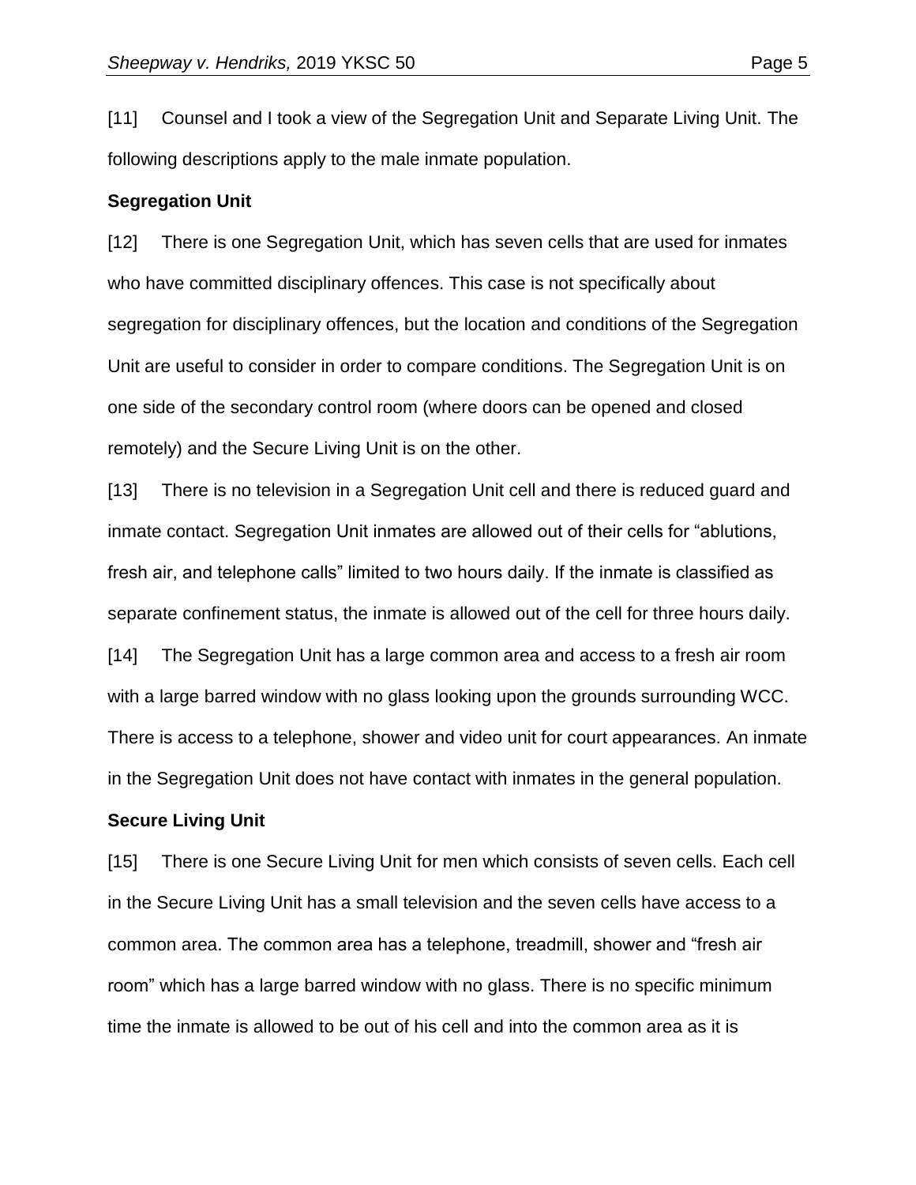[11] Counsel and I took a view of the Segregation Unit and Separate Living Unit. The following descriptions apply to the male inmate population.

**Segregation Unit**

[12] There is one Segregation Unit, which has seven cells that are used for inmates who have committed disciplinary offences. This case is not specifically about segregation for disciplinary offences, but the location and conditions of the Segregation Unit are useful to consider in order to compare conditions. The Segregation Unit is on one side of the secondary control room (where doors can be opened and closed remotely) and the Secure Living Unit is on the other.

[13] There is no television in a Segregation Unit cell and there is reduced guard and inmate contact. Segregation Unit inmates are allowed out of their cells for "ablutions, fresh air, and telephone calls" limited to two hours daily. If the inmate is classified as separate confinement status, the inmate is allowed out of the cell for three hours daily.

[14] The Segregation Unit has a large common area and access to a fresh air room with a large barred window with no glass looking upon the grounds surrounding WCC. There is access to a telephone, shower and video unit for court appearances. An inmate in the Segregation Unit does not have contact with inmates in the general population.

**Secure Living Unit**

[15] There is one Secure Living Unit for men which consists of seven cells. Each cell in the Secure Living Unit has a small television and the seven cells have access to a common area. The common area has a telephone, treadmill, shower and "fresh air room" which has a large barred window with no glass. There is no specific minimum time the inmate is allowed to be out of his cell and into the common area as it is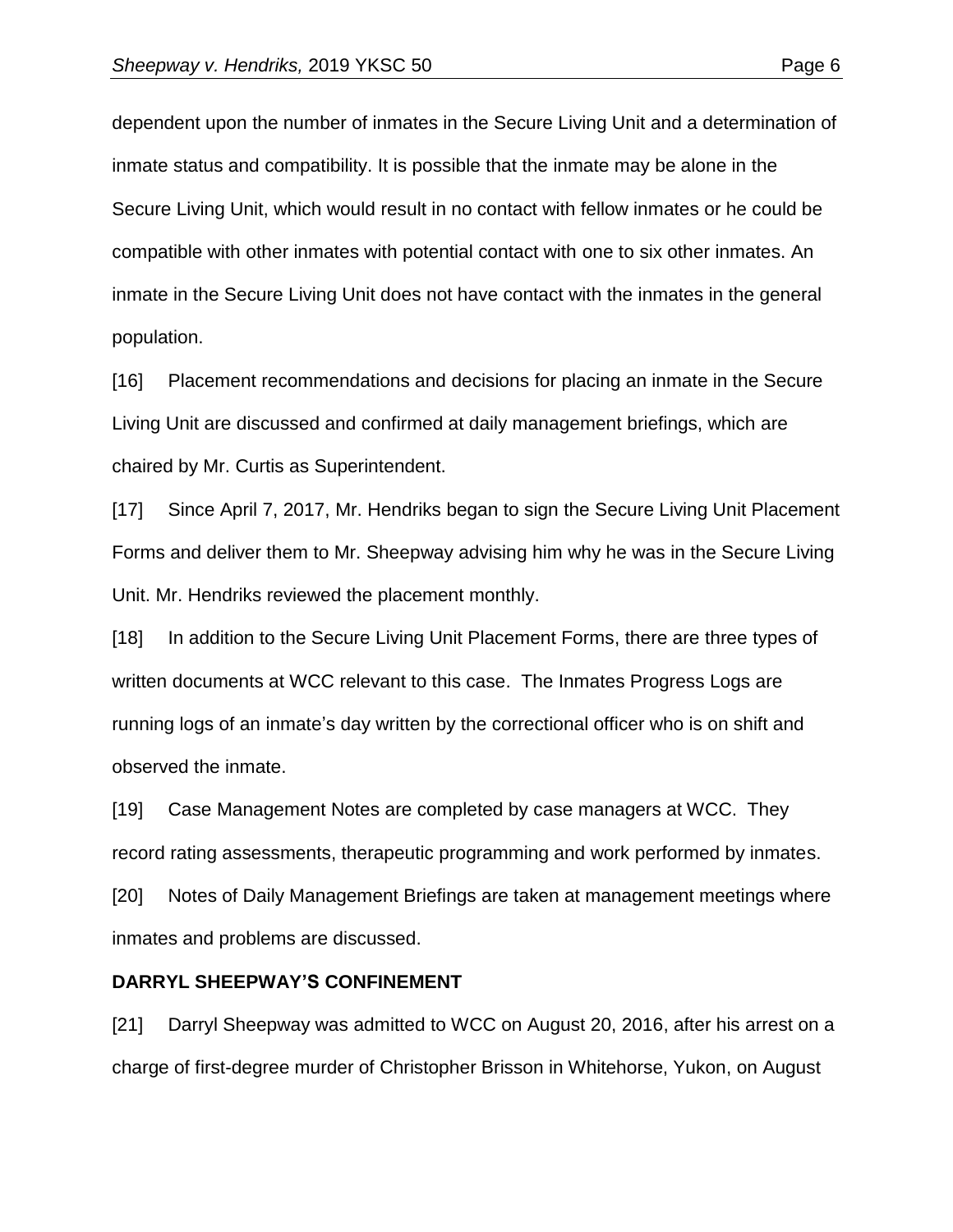dependent upon the number of inmates in the Secure Living Unit and a determination of inmate status and compatibility. It is possible that the inmate may be alone in the Secure Living Unit, which would result in no contact with fellow inmates or he could be compatible with other inmates with potential contact with one to six other inmates. An inmate in the Secure Living Unit does not have contact with the inmates in the general population.

[16] Placement recommendations and decisions for placing an inmate in the Secure Living Unit are discussed and confirmed at daily management briefings, which are chaired by Mr. Curtis as Superintendent.

[17] Since April 7, 2017, Mr. Hendriks began to sign the Secure Living Unit Placement Forms and deliver them to Mr. Sheepway advising him why he was in the Secure Living Unit. Mr. Hendriks reviewed the placement monthly.

[18] In addition to the Secure Living Unit Placement Forms, there are three types of written documents at WCC relevant to this case. The Inmates Progress Logs are running logs of an inmate's day written by the correctional officer who is on shift and observed the inmate.

[19] Case Management Notes are completed by case managers at WCC. They record rating assessments, therapeutic programming and work performed by inmates.

[20] Notes of Daily Management Briefings are taken at management meetings where inmates and problems are discussed.

**DARRYL SHEEPWAY'S CONFINEMENT**

[21] Darryl Sheepway was admitted to WCC on August 20, 2016, after his arrest on a charge of first-degree murder of Christopher Brisson in Whitehorse, Yukon, on August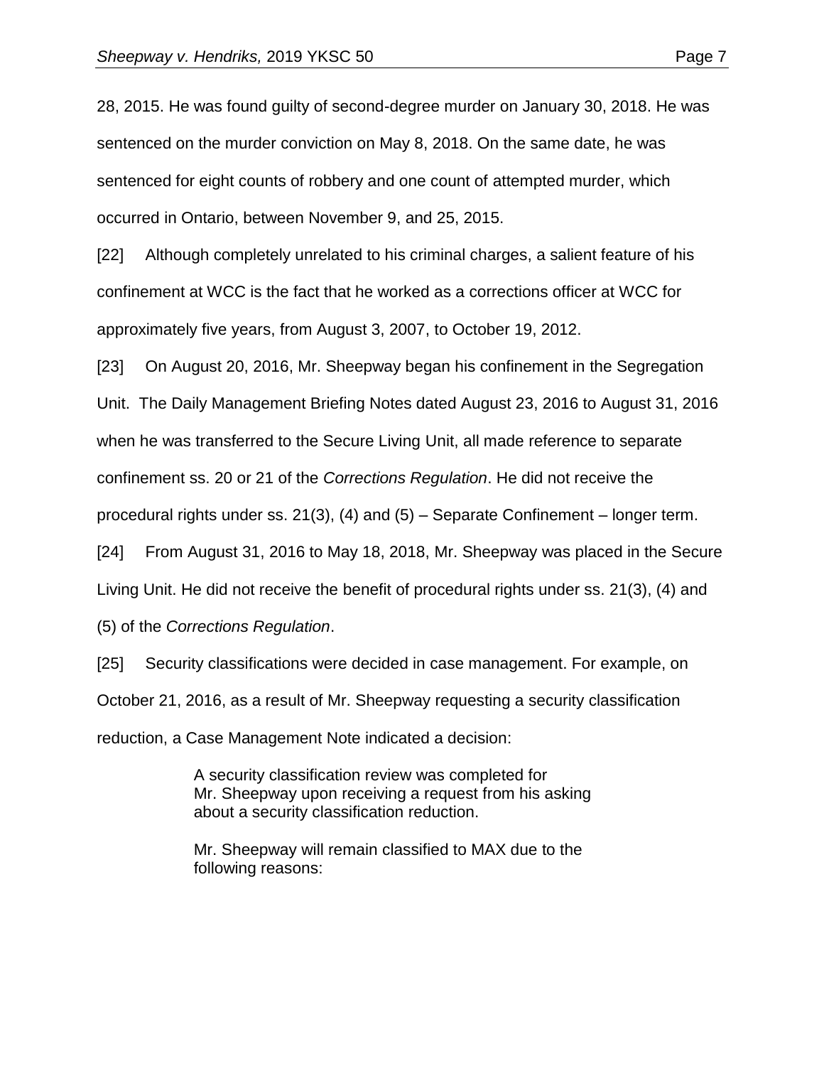28, 2015. He was found guilty of second-degree murder on January 30, 2018. He was sentenced on the murder conviction on May 8, 2018. On the same date, he was sentenced for eight counts of robbery and one count of attempted murder, which occurred in Ontario, between November 9, and 25, 2015.

[22] Although completely unrelated to his criminal charges, a salient feature of his confinement at WCC is the fact that he worked as a corrections officer at WCC for approximately five years, from August 3, 2007, to October 19, 2012.

[23] On August 20, 2016, Mr. Sheepway began his confinement in the Segregation Unit. The Daily Management Briefing Notes dated August 23, 2016 to August 31, 2016 when he was transferred to the Secure Living Unit, all made reference to separate confinement ss. 20 or 21 of the *Corrections Regulation*. He did not receive the procedural rights under ss. 21(3), (4) and (5) – Separate Confinement – longer term.

[24] From August 31, 2016 to May 18, 2018, Mr. Sheepway was placed in the Secure Living Unit. He did not receive the benefit of procedural rights under ss. 21(3), (4) and (5) of the *Corrections Regulation*.

[25] Security classifications were decided in case management. For example, on October 21, 2016, as a result of Mr. Sheepway requesting a security classification reduction, a Case Management Note indicated a decision:

> A security classification review was completed for Mr. Sheepway upon receiving a request from his asking about a security classification reduction.
>
> Mr. Sheepway will remain classified to MAX due to the following reasons: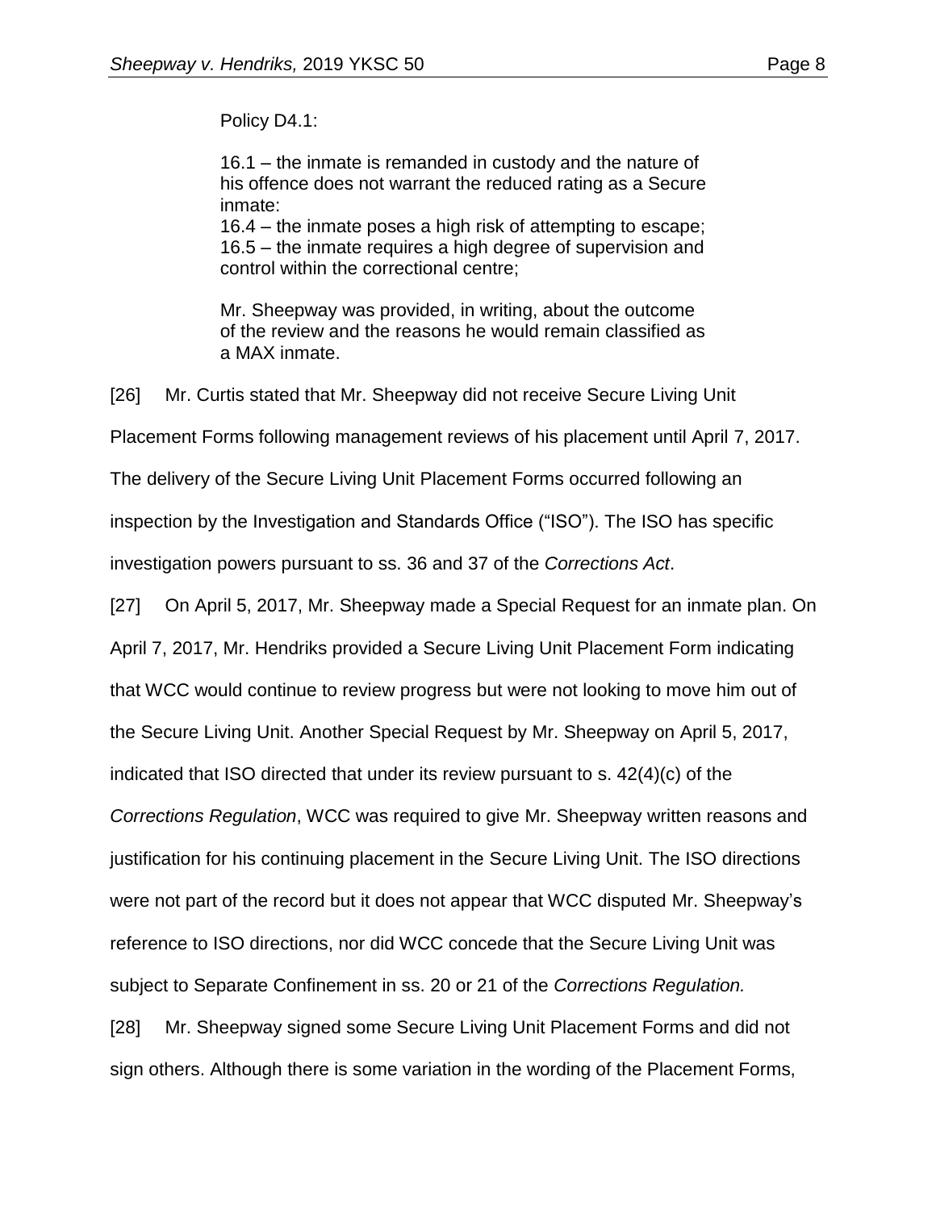> Policy D4.1:
>
> 16.1 – the inmate is remanded in custody and the nature of his offence does not warrant the reduced rating as a Secure inmate:
> 16.4 – the inmate poses a high risk of attempting to escape;
> 16.5 – the inmate requires a high degree of supervision and control within the correctional centre;
>
> Mr. Sheepway was provided, in writing, about the outcome of the review and the reasons he would remain classified as a MAX inmate.

[26] Mr. Curtis stated that Mr. Sheepway did not receive Secure Living Unit Placement Forms following management reviews of his placement until April 7, 2017. The delivery of the Secure Living Unit Placement Forms occurred following an inspection by the Investigation and Standards Office ("ISO"). The ISO has specific investigation powers pursuant to ss. 36 and 37 of the *Corrections Act*.

[27] On April 5, 2017, Mr. Sheepway made a Special Request for an inmate plan. On April 7, 2017, Mr. Hendriks provided a Secure Living Unit Placement Form indicating that WCC would continue to review progress but were not looking to move him out of the Secure Living Unit. Another Special Request by Mr. Sheepway on April 5, 2017, indicated that ISO directed that under its review pursuant to s. 42(4)(c) of the *Corrections Regulation*, WCC was required to give Mr. Sheepway written reasons and justification for his continuing placement in the Secure Living Unit. The ISO directions were not part of the record but it does not appear that WCC disputed Mr. Sheepway's reference to ISO directions, nor did WCC concede that the Secure Living Unit was subject to Separate Confinement in ss. 20 or 21 of the *Corrections Regulation.*

[28] Mr. Sheepway signed some Secure Living Unit Placement Forms and did not sign others. Although there is some variation in the wording of the Placement Forms,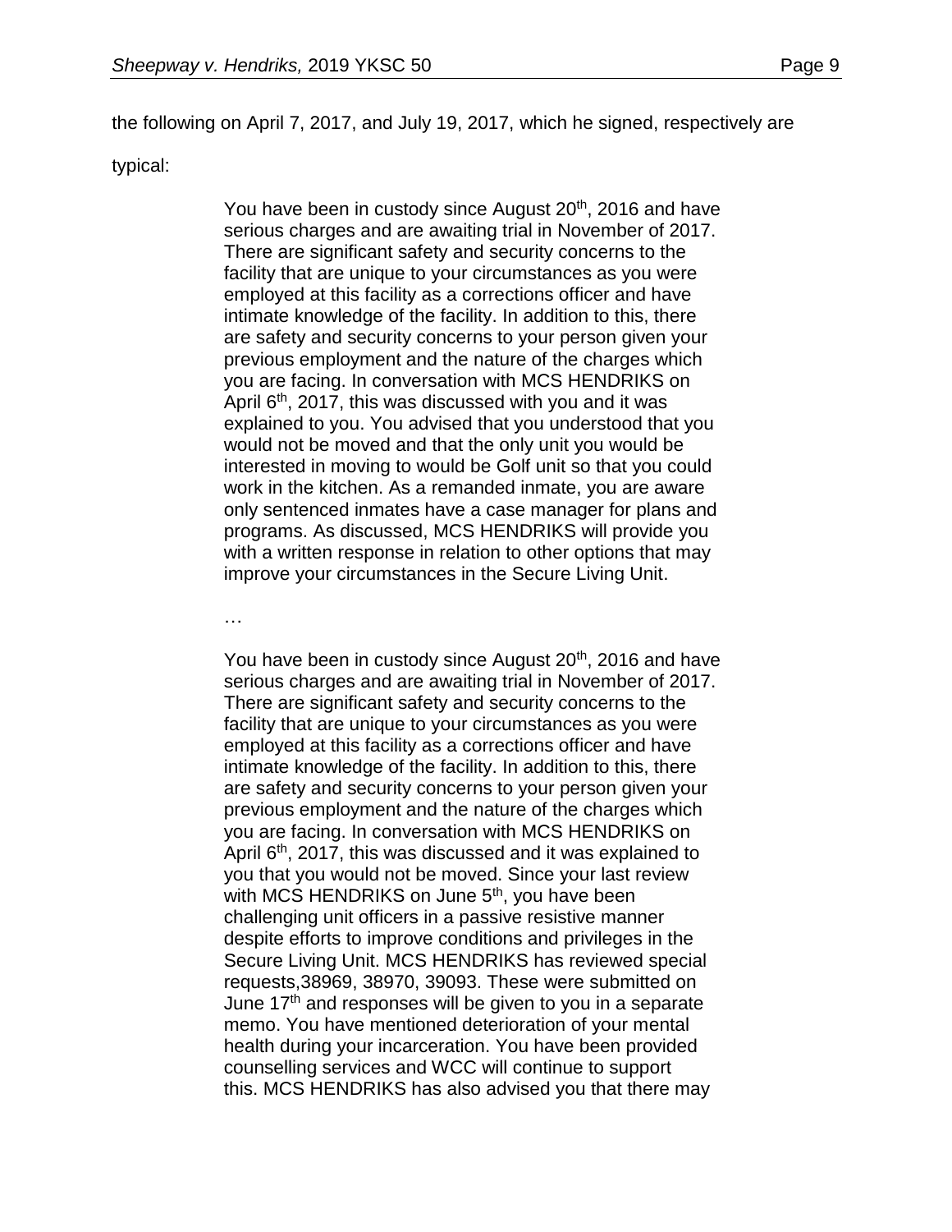the following on April 7, 2017, and July 19, 2017, which he signed, respectively are typical:

> You have been in custody since August 20th, 2016 and have serious charges and are awaiting trial in November of 2017. There are significant safety and security concerns to the facility that are unique to your circumstances as you were employed at this facility as a corrections officer and have intimate knowledge of the facility. In addition to this, there are safety and security concerns to your person given your previous employment and the nature of the charges which you are facing. In conversation with MCS HENDRIKS on April 6th, 2017, this was discussed with you and it was explained to you. You advised that you understood that you would not be moved and that the only unit you would be interested in moving to would be Golf unit so that you could work in the kitchen. As a remanded inmate, you are aware only sentenced inmates have a case manager for plans and programs. As discussed, MCS HENDRIKS will provide you with a written response in relation to other options that may improve your circumstances in the Secure Living Unit.
>
> …
>
> You have been in custody since August 20th, 2016 and have serious charges and are awaiting trial in November of 2017. There are significant safety and security concerns to the facility that are unique to your circumstances as you were employed at this facility as a corrections officer and have intimate knowledge of the facility. In addition to this, there are safety and security concerns to your person given your previous employment and the nature of the charges which you are facing. In conversation with MCS HENDRIKS on April 6th, 2017, this was discussed and it was explained to you that you would not be moved. Since your last review with MCS HENDRIKS on June 5th, you have been challenging unit officers in a passive resistive manner despite efforts to improve conditions and privileges in the Secure Living Unit. MCS HENDRIKS has reviewed special requests,38969, 38970, 39093. These were submitted on June 17th and responses will be given to you in a separate memo. You have mentioned deterioration of your mental health during your incarceration. You have been provided counselling services and WCC will continue to support this. MCS HENDRIKS has also advised you that there may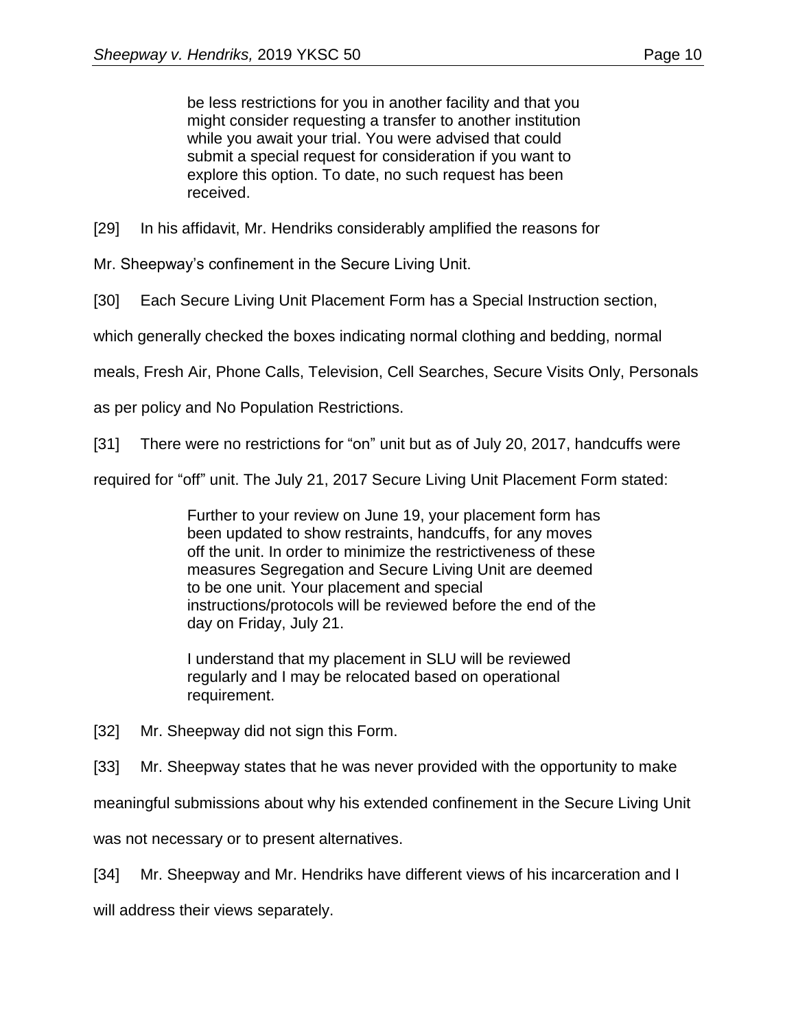> be less restrictions for you in another facility and that you might consider requesting a transfer to another institution while you await your trial. You were advised that could submit a special request for consideration if you want to explore this option. To date, no such request has been received.

[29] In his affidavit, Mr. Hendriks considerably amplified the reasons for Mr. Sheepway's confinement in the Secure Living Unit.

[30] Each Secure Living Unit Placement Form has a Special Instruction section, which generally checked the boxes indicating normal clothing and bedding, normal meals, Fresh Air, Phone Calls, Television, Cell Searches, Secure Visits Only, Personals as per policy and No Population Restrictions.

[31] There were no restrictions for "on" unit but as of July 20, 2017, handcuffs were required for "off" unit. The July 21, 2017 Secure Living Unit Placement Form stated:

> Further to your review on June 19, your placement form has been updated to show restraints, handcuffs, for any moves off the unit. In order to minimize the restrictiveness of these measures Segregation and Secure Living Unit are deemed to be one unit. Your placement and special instructions/protocols will be reviewed before the end of the day on Friday, July 21.
>
> I understand that my placement in SLU will be reviewed regularly and I may be relocated based on operational requirement.

[32] Mr. Sheepway did not sign this Form.

[33] Mr. Sheepway states that he was never provided with the opportunity to make meaningful submissions about why his extended confinement in the Secure Living Unit was not necessary or to present alternatives.

[34] Mr. Sheepway and Mr. Hendriks have different views of his incarceration and I will address their views separately.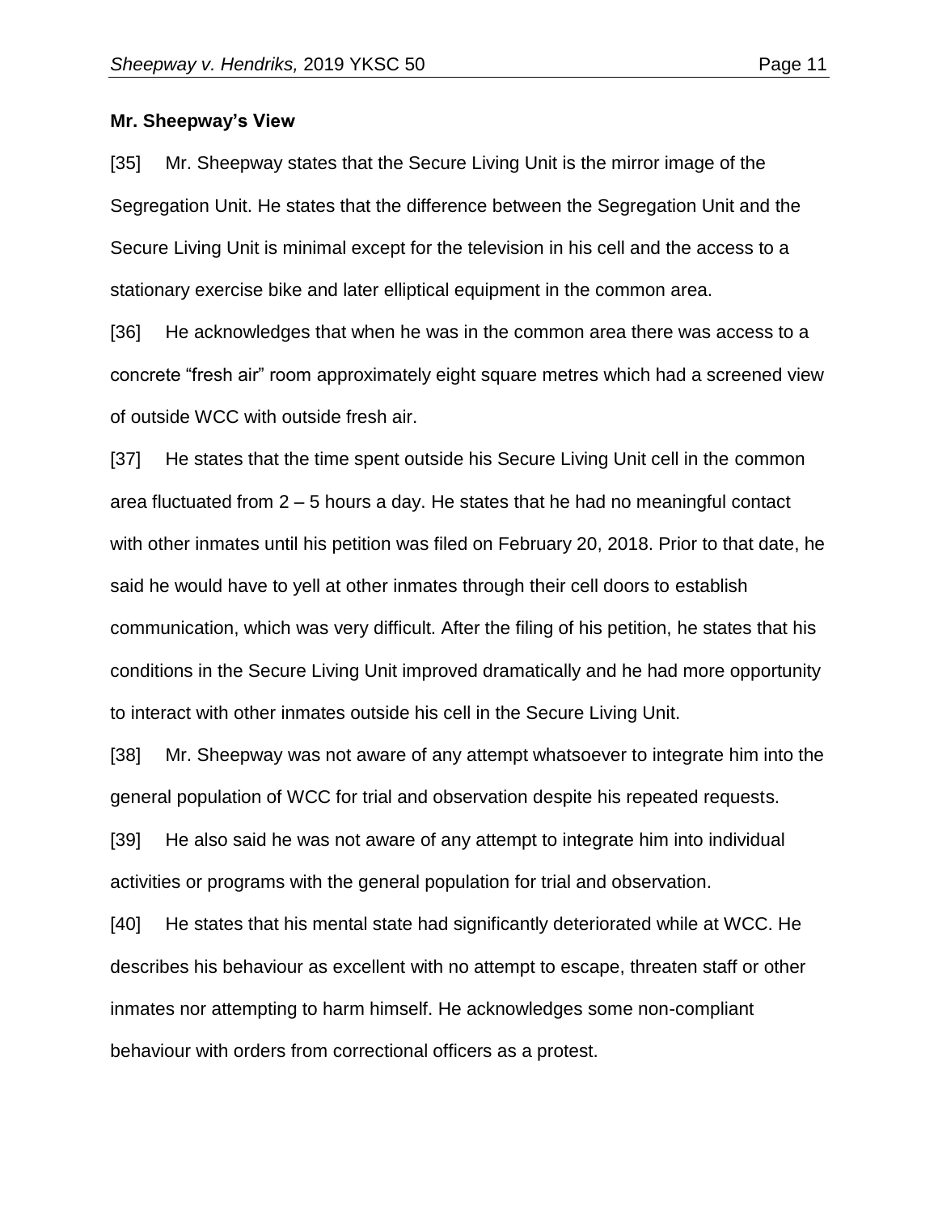**Mr. Sheepway's View**

[35] Mr. Sheepway states that the Secure Living Unit is the mirror image of the Segregation Unit. He states that the difference between the Segregation Unit and the Secure Living Unit is minimal except for the television in his cell and the access to a stationary exercise bike and later elliptical equipment in the common area.

[36] He acknowledges that when he was in the common area there was access to a concrete "fresh air" room approximately eight square metres which had a screened view of outside WCC with outside fresh air.

[37] He states that the time spent outside his Secure Living Unit cell in the common area fluctuated from 2 – 5 hours a day. He states that he had no meaningful contact with other inmates until his petition was filed on February 20, 2018. Prior to that date, he said he would have to yell at other inmates through their cell doors to establish communication, which was very difficult. After the filing of his petition, he states that his conditions in the Secure Living Unit improved dramatically and he had more opportunity to interact with other inmates outside his cell in the Secure Living Unit.

[38] Mr. Sheepway was not aware of any attempt whatsoever to integrate him into the general population of WCC for trial and observation despite his repeated requests.

[39] He also said he was not aware of any attempt to integrate him into individual activities or programs with the general population for trial and observation.

[40] He states that his mental state had significantly deteriorated while at WCC. He describes his behaviour as excellent with no attempt to escape, threaten staff or other inmates nor attempting to harm himself. He acknowledges some non-compliant behaviour with orders from correctional officers as a protest.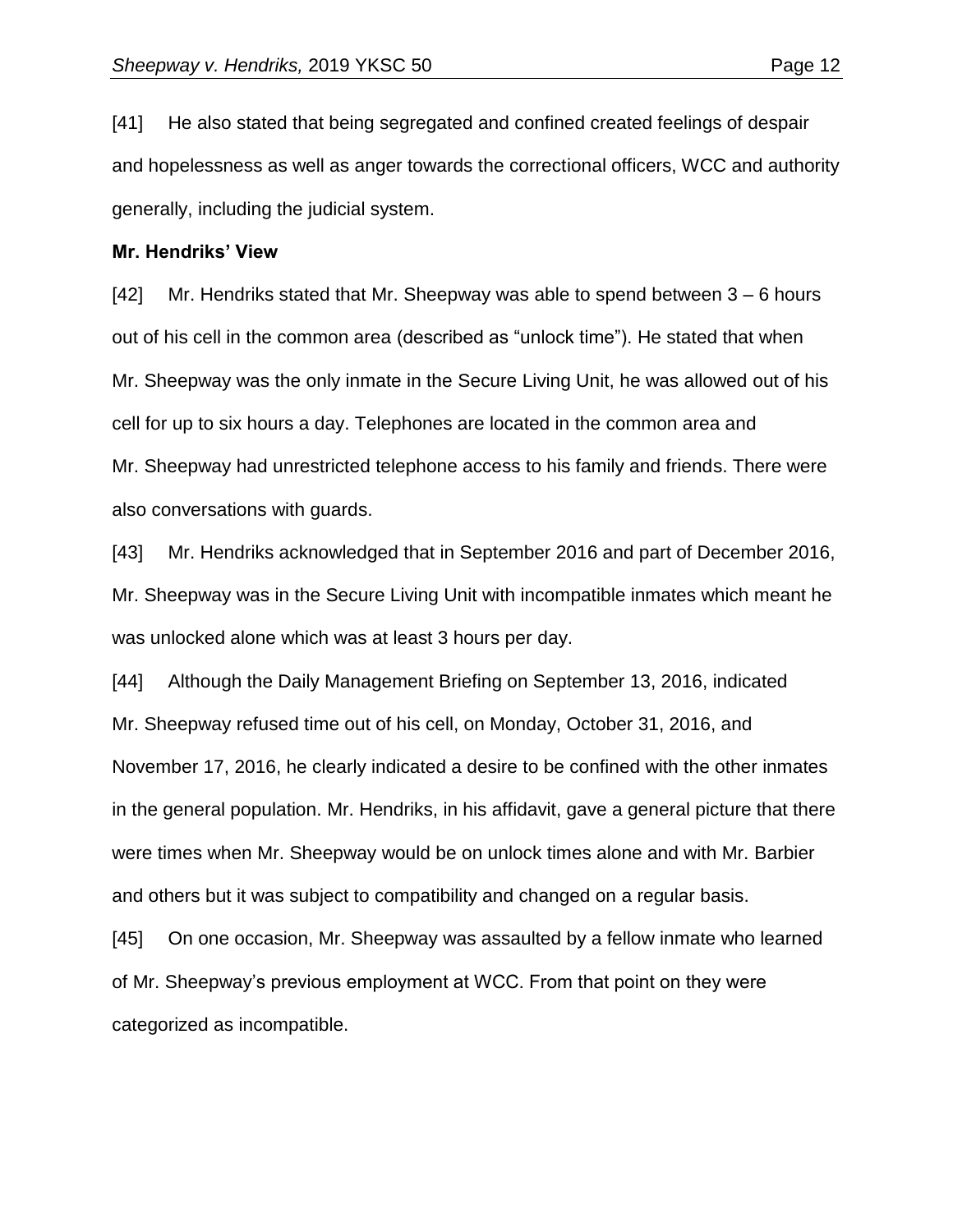[41] He also stated that being segregated and confined created feelings of despair and hopelessness as well as anger towards the correctional officers, WCC and authority generally, including the judicial system.

**Mr. Hendriks' View**

[42] Mr. Hendriks stated that Mr. Sheepway was able to spend between 3 – 6 hours out of his cell in the common area (described as "unlock time"). He stated that when Mr. Sheepway was the only inmate in the Secure Living Unit, he was allowed out of his cell for up to six hours a day. Telephones are located in the common area and Mr. Sheepway had unrestricted telephone access to his family and friends. There were also conversations with guards.

[43] Mr. Hendriks acknowledged that in September 2016 and part of December 2016, Mr. Sheepway was in the Secure Living Unit with incompatible inmates which meant he was unlocked alone which was at least 3 hours per day.

[44] Although the Daily Management Briefing on September 13, 2016, indicated Mr. Sheepway refused time out of his cell, on Monday, October 31, 2016, and November 17, 2016, he clearly indicated a desire to be confined with the other inmates in the general population. Mr. Hendriks, in his affidavit, gave a general picture that there were times when Mr. Sheepway would be on unlock times alone and with Mr. Barbier and others but it was subject to compatibility and changed on a regular basis.

[45] On one occasion, Mr. Sheepway was assaulted by a fellow inmate who learned of Mr. Sheepway's previous employment at WCC. From that point on they were categorized as incompatible.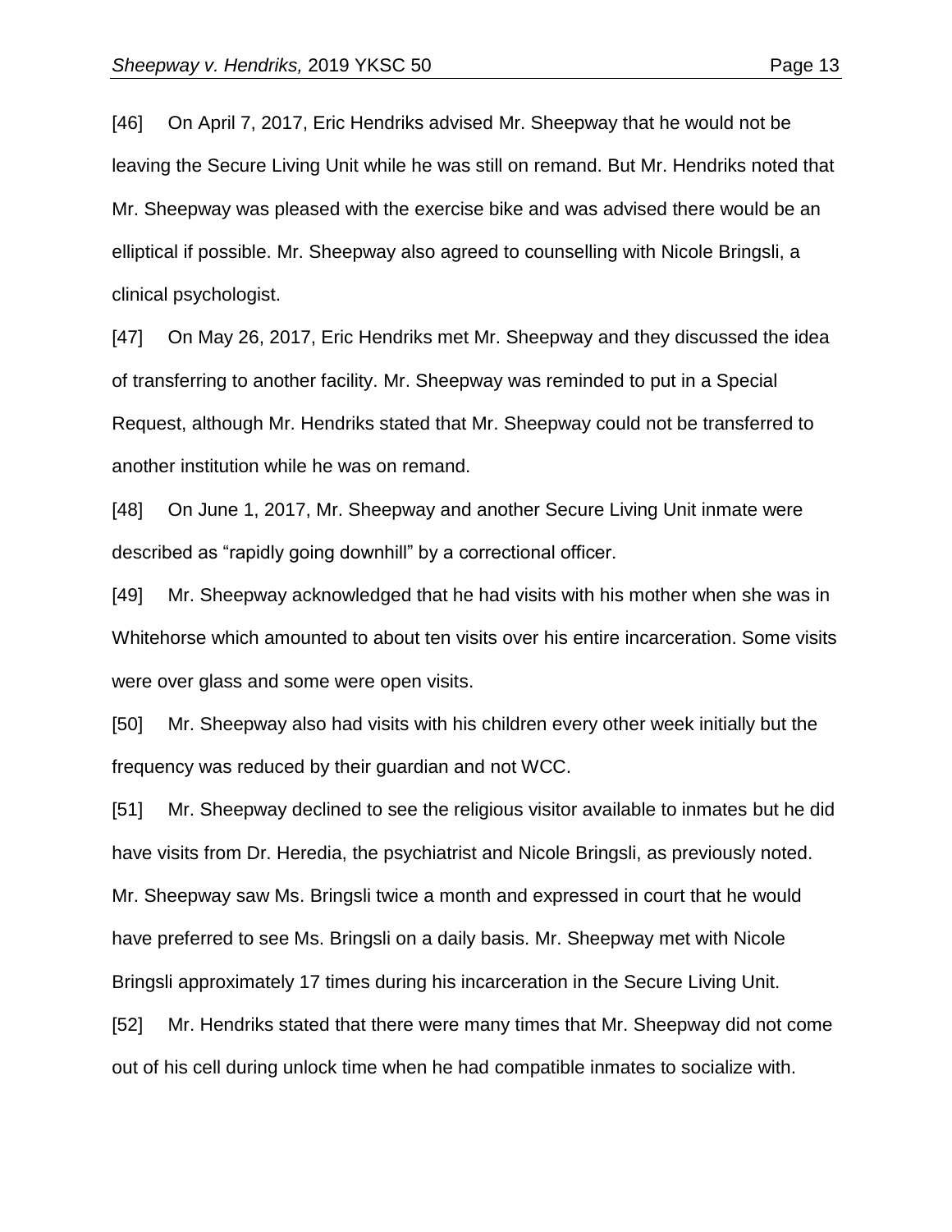[46] On April 7, 2017, Eric Hendriks advised Mr. Sheepway that he would not be leaving the Secure Living Unit while he was still on remand. But Mr. Hendriks noted that Mr. Sheepway was pleased with the exercise bike and was advised there would be an elliptical if possible. Mr. Sheepway also agreed to counselling with Nicole Bringsli, a clinical psychologist.

[47] On May 26, 2017, Eric Hendriks met Mr. Sheepway and they discussed the idea of transferring to another facility. Mr. Sheepway was reminded to put in a Special Request, although Mr. Hendriks stated that Mr. Sheepway could not be transferred to another institution while he was on remand.

[48] On June 1, 2017, Mr. Sheepway and another Secure Living Unit inmate were described as "rapidly going downhill" by a correctional officer.

[49] Mr. Sheepway acknowledged that he had visits with his mother when she was in Whitehorse which amounted to about ten visits over his entire incarceration. Some visits were over glass and some were open visits.

[50] Mr. Sheepway also had visits with his children every other week initially but the frequency was reduced by their guardian and not WCC.

[51] Mr. Sheepway declined to see the religious visitor available to inmates but he did have visits from Dr. Heredia, the psychiatrist and Nicole Bringsli, as previously noted. Mr. Sheepway saw Ms. Bringsli twice a month and expressed in court that he would have preferred to see Ms. Bringsli on a daily basis. Mr. Sheepway met with Nicole Bringsli approximately 17 times during his incarceration in the Secure Living Unit.

[52] Mr. Hendriks stated that there were many times that Mr. Sheepway did not come out of his cell during unlock time when he had compatible inmates to socialize with.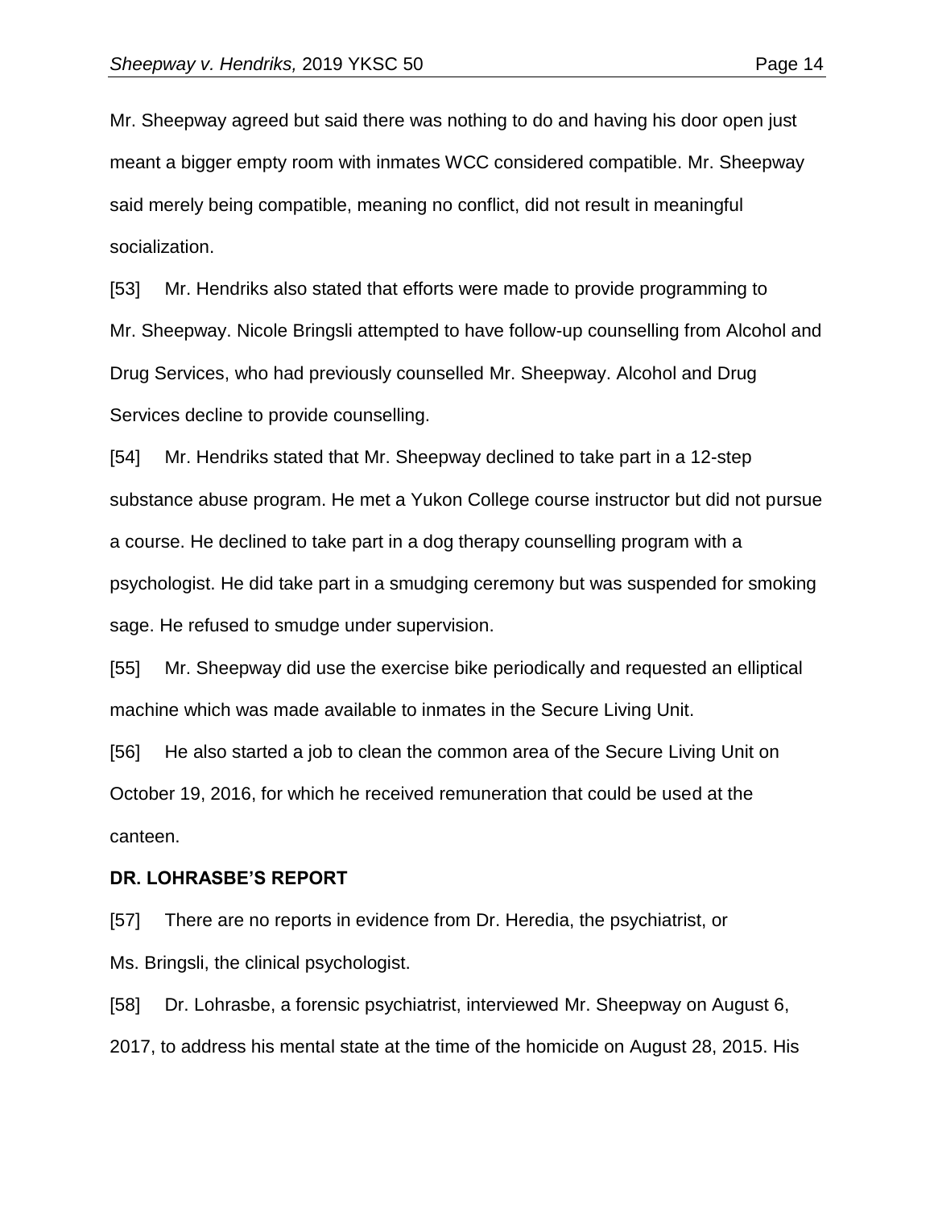Mr. Sheepway agreed but said there was nothing to do and having his door open just meant a bigger empty room with inmates WCC considered compatible. Mr. Sheepway said merely being compatible, meaning no conflict, did not result in meaningful socialization.

[53] Mr. Hendriks also stated that efforts were made to provide programming to Mr. Sheepway. Nicole Bringsli attempted to have follow-up counselling from Alcohol and Drug Services, who had previously counselled Mr. Sheepway. Alcohol and Drug Services decline to provide counselling.

[54] Mr. Hendriks stated that Mr. Sheepway declined to take part in a 12-step substance abuse program. He met a Yukon College course instructor but did not pursue a course. He declined to take part in a dog therapy counselling program with a psychologist. He did take part in a smudging ceremony but was suspended for smoking sage. He refused to smudge under supervision.

[55] Mr. Sheepway did use the exercise bike periodically and requested an elliptical machine which was made available to inmates in the Secure Living Unit.

[56] He also started a job to clean the common area of the Secure Living Unit on October 19, 2016, for which he received remuneration that could be used at the canteen.

**DR. LOHRASBE'S REPORT**

[57] There are no reports in evidence from Dr. Heredia, the psychiatrist, or Ms. Bringsli, the clinical psychologist.

[58] Dr. Lohrasbe, a forensic psychiatrist, interviewed Mr. Sheepway on August 6, 2017, to address his mental state at the time of the homicide on August 28, 2015. His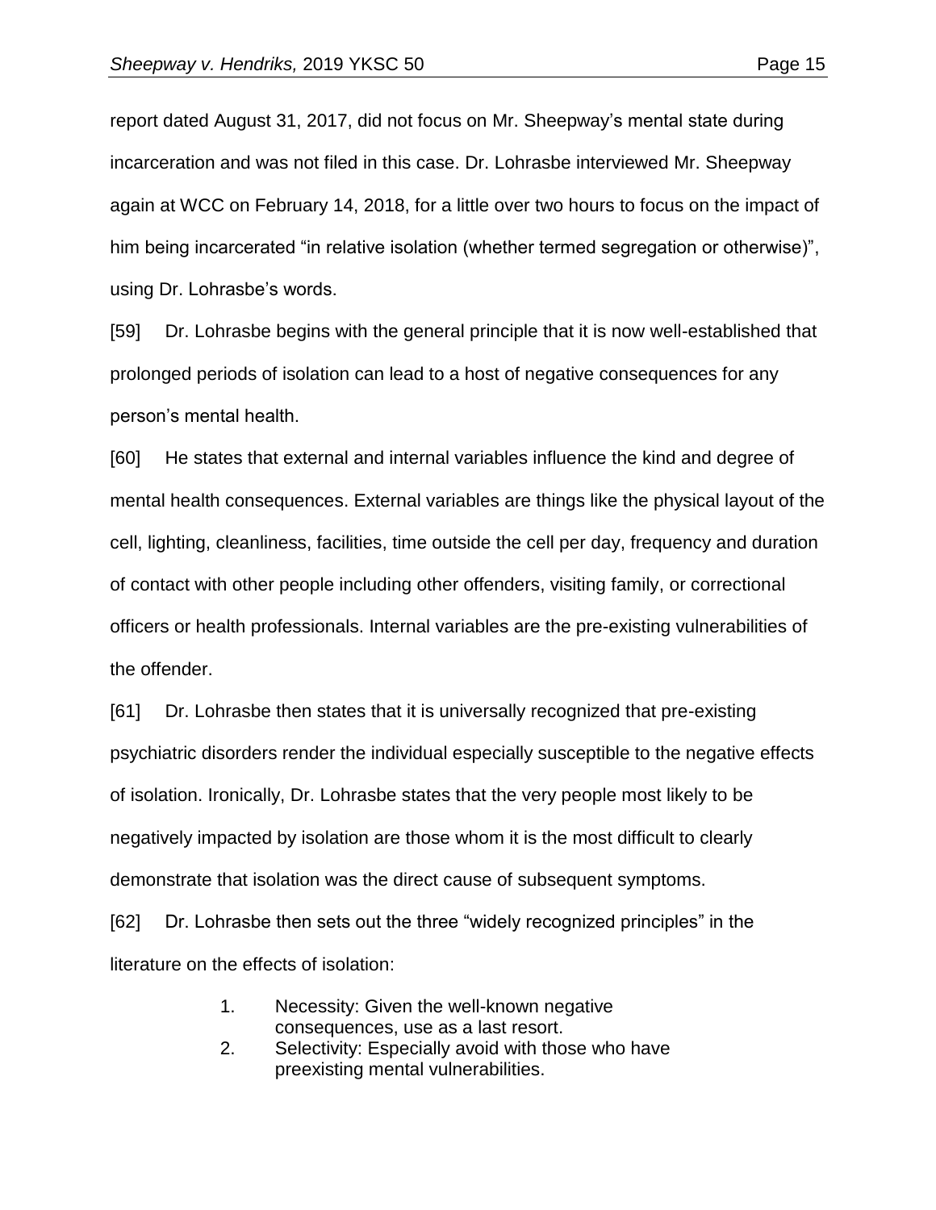report dated August 31, 2017, did not focus on Mr. Sheepway's mental state during incarceration and was not filed in this case. Dr. Lohrasbe interviewed Mr. Sheepway again at WCC on February 14, 2018, for a little over two hours to focus on the impact of him being incarcerated "in relative isolation (whether termed segregation or otherwise)", using Dr. Lohrasbe's words.

[59] Dr. Lohrasbe begins with the general principle that it is now well-established that prolonged periods of isolation can lead to a host of negative consequences for any person's mental health.

[60] He states that external and internal variables influence the kind and degree of mental health consequences. External variables are things like the physical layout of the cell, lighting, cleanliness, facilities, time outside the cell per day, frequency and duration of contact with other people including other offenders, visiting family, or correctional officers or health professionals. Internal variables are the pre-existing vulnerabilities of the offender.

[61] Dr. Lohrasbe then states that it is universally recognized that pre-existing psychiatric disorders render the individual especially susceptible to the negative effects of isolation. Ironically, Dr. Lohrasbe states that the very people most likely to be negatively impacted by isolation are those whom it is the most difficult to clearly demonstrate that isolation was the direct cause of subsequent symptoms.

[62] Dr. Lohrasbe then sets out the three "widely recognized principles" in the literature on the effects of isolation:

> 1. Necessity: Given the well-known negative consequences, use as a last resort.
> 2. Selectivity: Especially avoid with those who have preexisting mental vulnerabilities.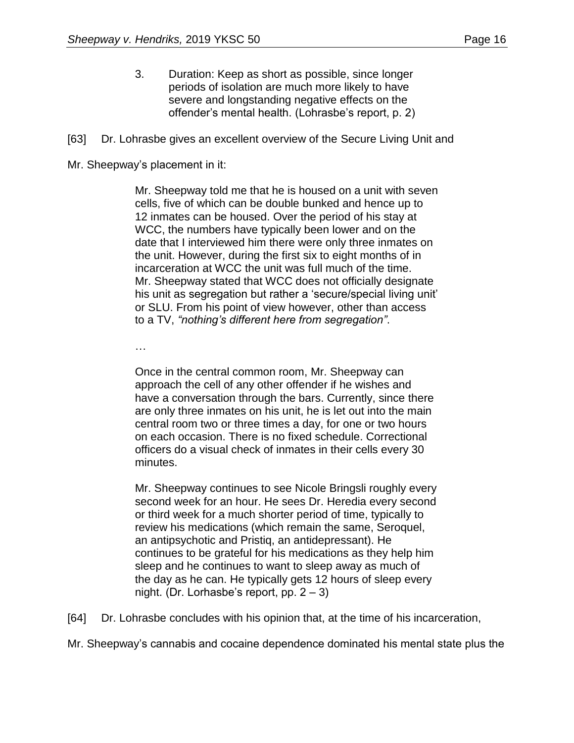> 3. Duration: Keep as short as possible, since longer periods of isolation are much more likely to have severe and longstanding negative effects on the offender's mental health. (Lohrasbe's report, p. 2)

[63] Dr. Lohrasbe gives an excellent overview of the Secure Living Unit and Mr. Sheepway's placement in it:

> Mr. Sheepway told me that he is housed on a unit with seven cells, five of which can be double bunked and hence up to 12 inmates can be housed. Over the period of his stay at WCC, the numbers have typically been lower and on the date that I interviewed him there were only three inmates on the unit. However, during the first six to eight months of in incarceration at WCC the unit was full much of the time. Mr. Sheepway stated that WCC does not officially designate his unit as segregation but rather a 'secure/special living unit' or SLU. From his point of view however, other than access to a TV, *"nothing's different here from segregation"*.
>
> …
>
> Once in the central common room, Mr. Sheepway can approach the cell of any other offender if he wishes and have a conversation through the bars. Currently, since there are only three inmates on his unit, he is let out into the main central room two or three times a day, for one or two hours on each occasion. There is no fixed schedule. Correctional officers do a visual check of inmates in their cells every 30 minutes.
>
> Mr. Sheepway continues to see Nicole Bringsli roughly every second week for an hour. He sees Dr. Heredia every second or third week for a much shorter period of time, typically to review his medications (which remain the same, Seroquel, an antipsychotic and Pristiq, an antidepressant). He continues to be grateful for his medications as they help him sleep and he continues to want to sleep away as much of the day as he can. He typically gets 12 hours of sleep every night. (Dr. Lorhasbe's report, pp. 2 – 3)

[64] Dr. Lohrasbe concludes with his opinion that, at the time of his incarceration, Mr. Sheepway's cannabis and cocaine dependence dominated his mental state plus the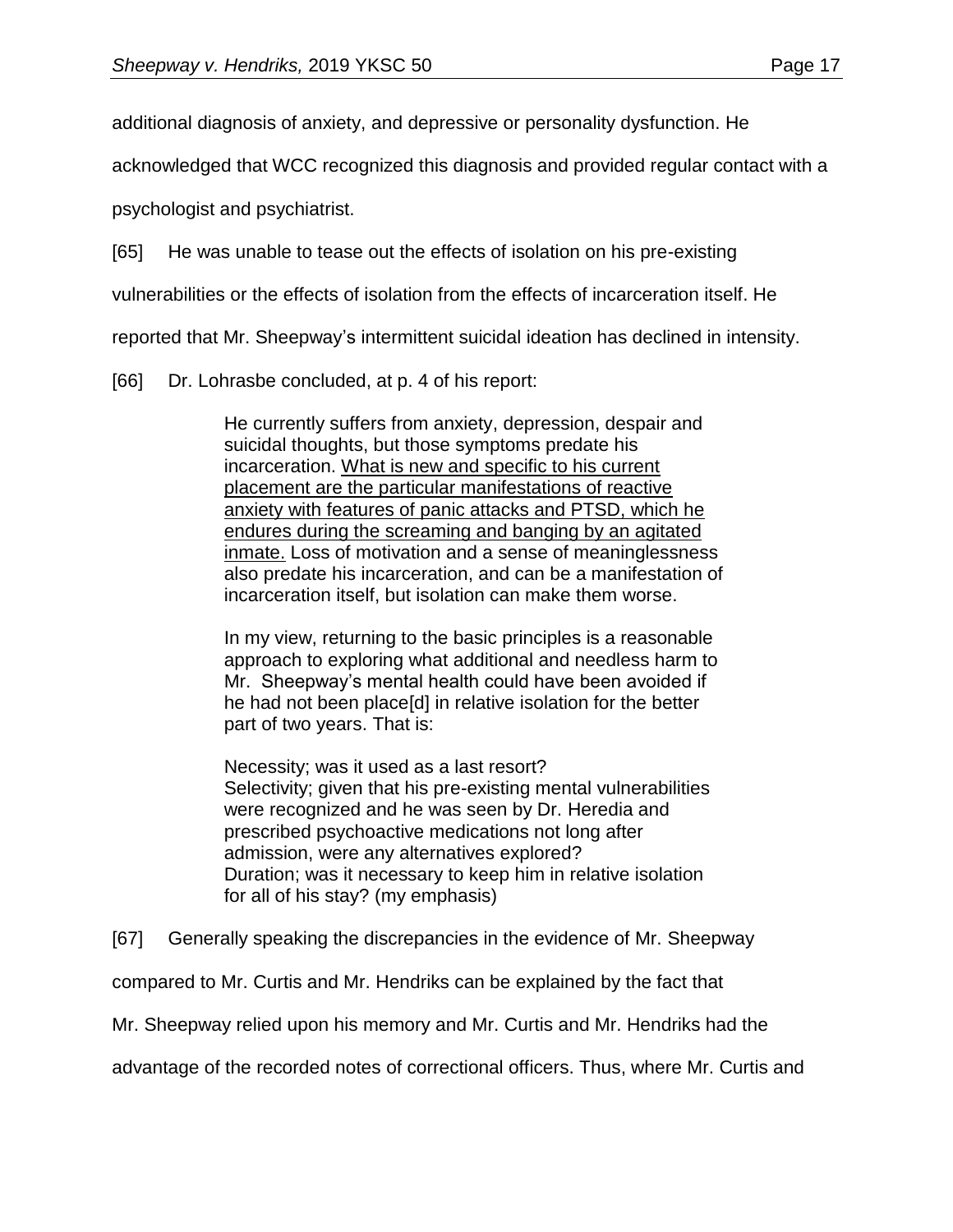additional diagnosis of anxiety, and depressive or personality dysfunction. He acknowledged that WCC recognized this diagnosis and provided regular contact with a psychologist and psychiatrist.

[65] He was unable to tease out the effects of isolation on his pre-existing vulnerabilities or the effects of isolation from the effects of incarceration itself. He reported that Mr. Sheepway's intermittent suicidal ideation has declined in intensity.

[66] Dr. Lohrasbe concluded, at p. 4 of his report:

> He currently suffers from anxiety, depression, despair and suicidal thoughts, but those symptoms predate his incarceration. <u>What is new and specific to his current placement are the particular manifestations of reactive anxiety with features of panic attacks and PTSD, which he endures during the screaming and banging by an agitated inmate.</u> Loss of motivation and a sense of meaninglessness also predate his incarceration, and can be a manifestation of incarceration itself, but isolation can make them worse.
>
> In my view, returning to the basic principles is a reasonable approach to exploring what additional and needless harm to Mr. Sheepway's mental health could have been avoided if he had not been place[d] in relative isolation for the better part of two years. That is:
>
> Necessity; was it used as a last resort?
> Selectivity; given that his pre-existing mental vulnerabilities were recognized and he was seen by Dr. Heredia and prescribed psychoactive medications not long after admission, were any alternatives explored?
> Duration; was it necessary to keep him in relative isolation for all of his stay? (my emphasis)

[67] Generally speaking the discrepancies in the evidence of Mr. Sheepway compared to Mr. Curtis and Mr. Hendriks can be explained by the fact that Mr. Sheepway relied upon his memory and Mr. Curtis and Mr. Hendriks had the advantage of the recorded notes of correctional officers. Thus, where Mr. Curtis and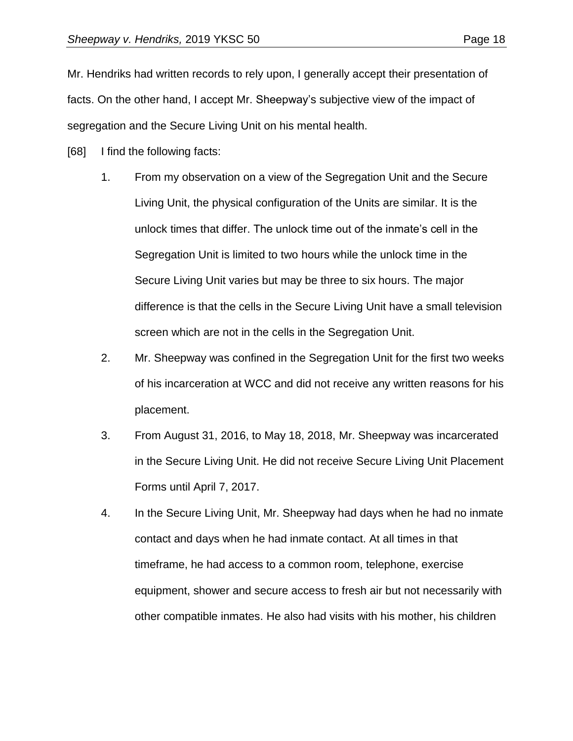Mr. Hendriks had written records to rely upon, I generally accept their presentation of facts. On the other hand, I accept Mr. Sheepway's subjective view of the impact of segregation and the Secure Living Unit on his mental health.

[68] I find the following facts:

1. From my observation on a view of the Segregation Unit and the Secure Living Unit, the physical configuration of the Units are similar. It is the unlock times that differ. The unlock time out of the inmate's cell in the Segregation Unit is limited to two hours while the unlock time in the Secure Living Unit varies but may be three to six hours. The major difference is that the cells in the Secure Living Unit have a small television screen which are not in the cells in the Segregation Unit.
2. Mr. Sheepway was confined in the Segregation Unit for the first two weeks of his incarceration at WCC and did not receive any written reasons for his placement.
3. From August 31, 2016, to May 18, 2018, Mr. Sheepway was incarcerated in the Secure Living Unit. He did not receive Secure Living Unit Placement Forms until April 7, 2017.
4. In the Secure Living Unit, Mr. Sheepway had days when he had no inmate contact and days when he had inmate contact. At all times in that timeframe, he had access to a common room, telephone, exercise equipment, shower and secure access to fresh air but not necessarily with other compatible inmates. He also had visits with his mother, his children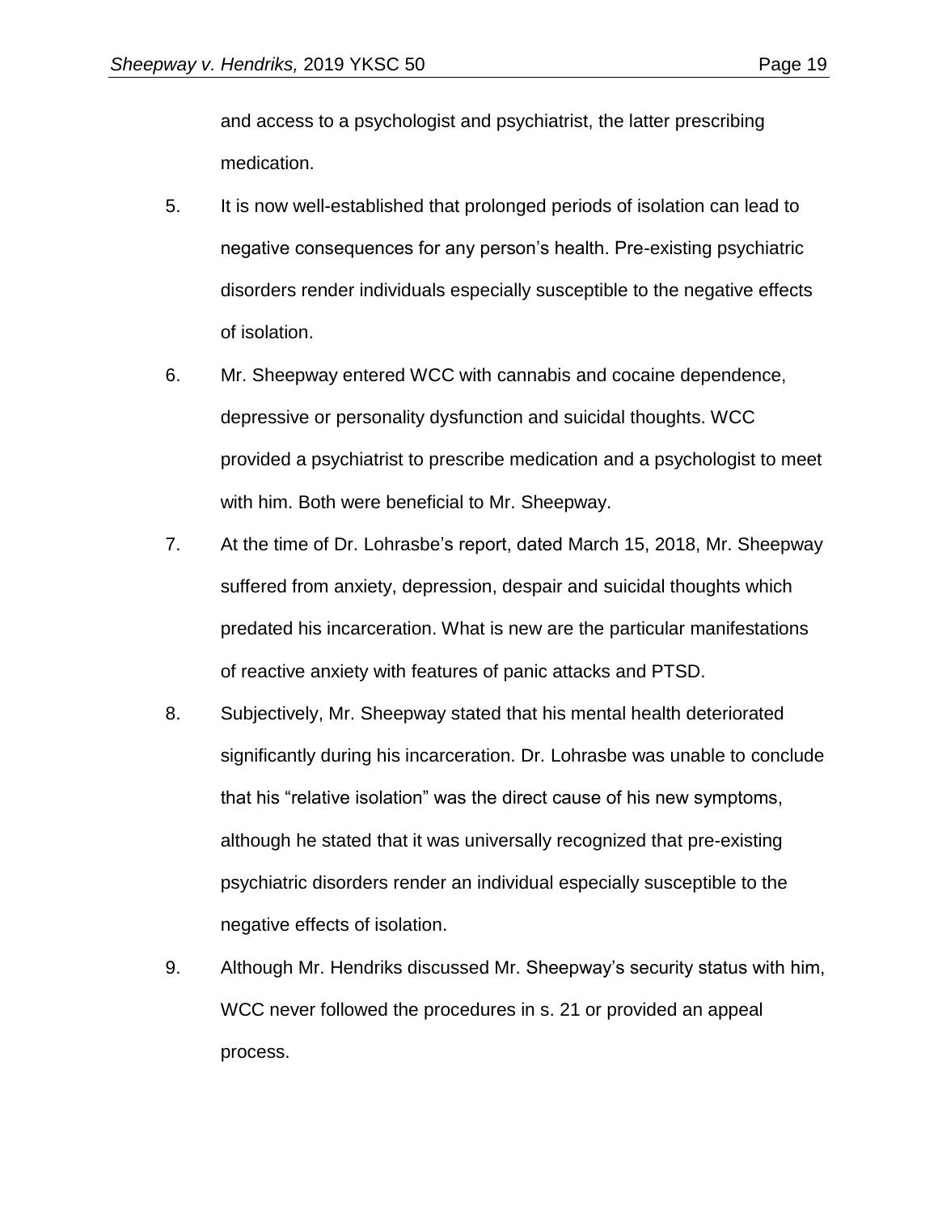and access to a psychologist and psychiatrist, the latter prescribing medication.

5. It is now well-established that prolonged periods of isolation can lead to negative consequences for any person’s health. Pre-existing psychiatric disorders render individuals especially susceptible to the negative effects of isolation.

6. Mr. Sheepway entered WCC with cannabis and cocaine dependence, depressive or personality dysfunction and suicidal thoughts. WCC provided a psychiatrist to prescribe medication and a psychologist to meet with him. Both were beneficial to Mr. Sheepway.

7. At the time of Dr. Lohrasbe’s report, dated March 15, 2018, Mr. Sheepway suffered from anxiety, depression, despair and suicidal thoughts which predated his incarceration. What is new are the particular manifestations of reactive anxiety with features of panic attacks and PTSD.

8. Subjectively, Mr. Sheepway stated that his mental health deteriorated significantly during his incarceration. Dr. Lohrasbe was unable to conclude that his “relative isolation” was the direct cause of his new symptoms, although he stated that it was universally recognized that pre-existing psychiatric disorders render an individual especially susceptible to the negative effects of isolation.

9. Although Mr. Hendriks discussed Mr. Sheepway’s security status with him, WCC never followed the procedures in s. 21 or provided an appeal process.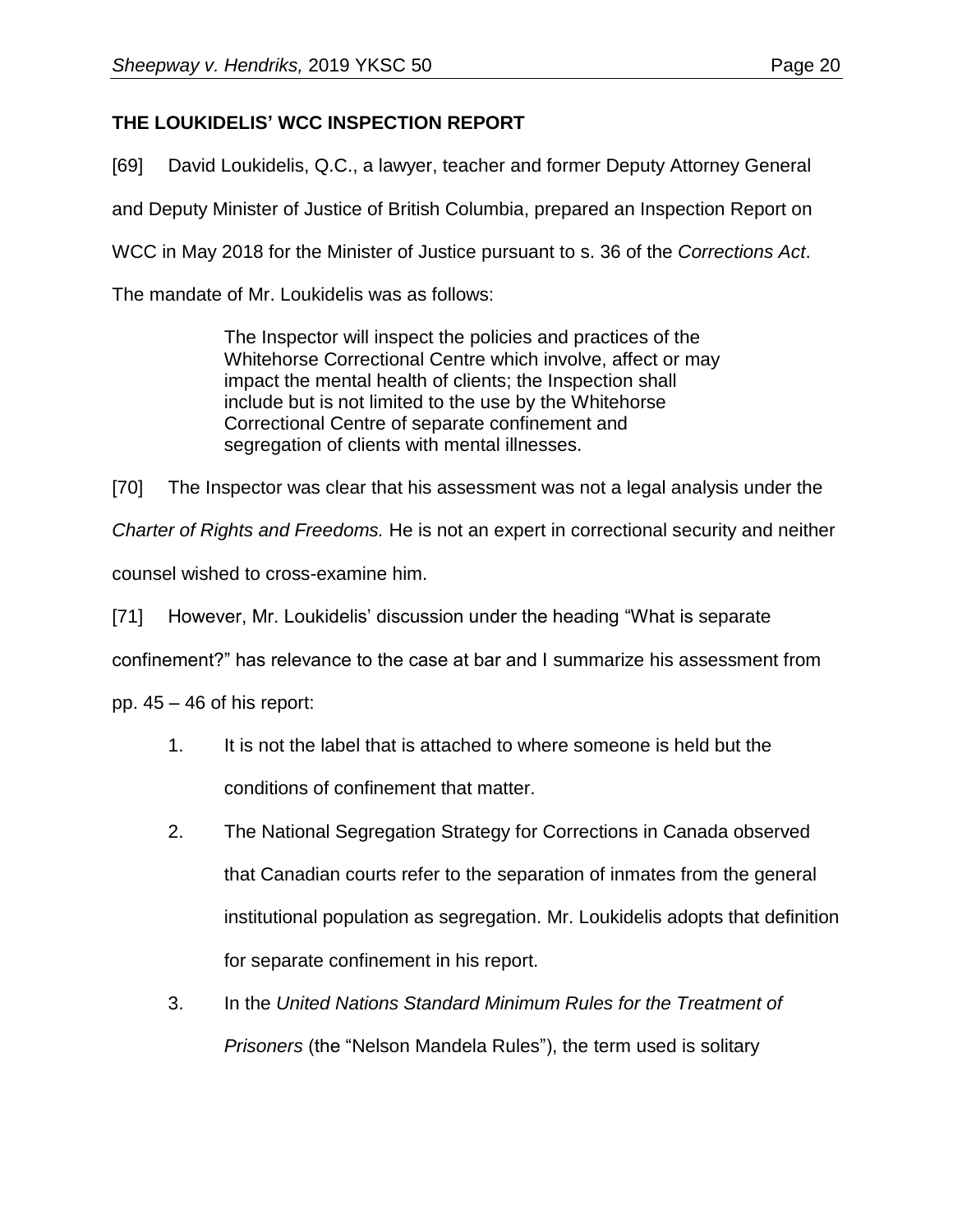## THE LOUKIDELIS' WCC INSPECTION REPORT

[69] David Loukidelis, Q.C., a lawyer, teacher and former Deputy Attorney General and Deputy Minister of Justice of British Columbia, prepared an Inspection Report on WCC in May 2018 for the Minister of Justice pursuant to s. 36 of the *Corrections Act*. The mandate of Mr. Loukidelis was as follows:

> The Inspector will inspect the policies and practices of the Whitehorse Correctional Centre which involve, affect or may impact the mental health of clients; the Inspection shall include but is not limited to the use by the Whitehorse Correctional Centre of separate confinement and segregation of clients with mental illnesses.

[70] The Inspector was clear that his assessment was not a legal analysis under the *Charter of Rights and Freedoms.* He is not an expert in correctional security and neither counsel wished to cross-examine him.

[71] However, Mr. Loukidelis' discussion under the heading "What is separate confinement?" has relevance to the case at bar and I summarize his assessment from pp. 45 – 46 of his report:

1. It is not the label that is attached to where someone is held but the conditions of confinement that matter.
2. The National Segregation Strategy for Corrections in Canada observed that Canadian courts refer to the separation of inmates from the general institutional population as segregation. Mr. Loukidelis adopts that definition for separate confinement in his report.
3. In the *United Nations Standard Minimum Rules for the Treatment of Prisoners* (the "Nelson Mandela Rules"), the term used is solitary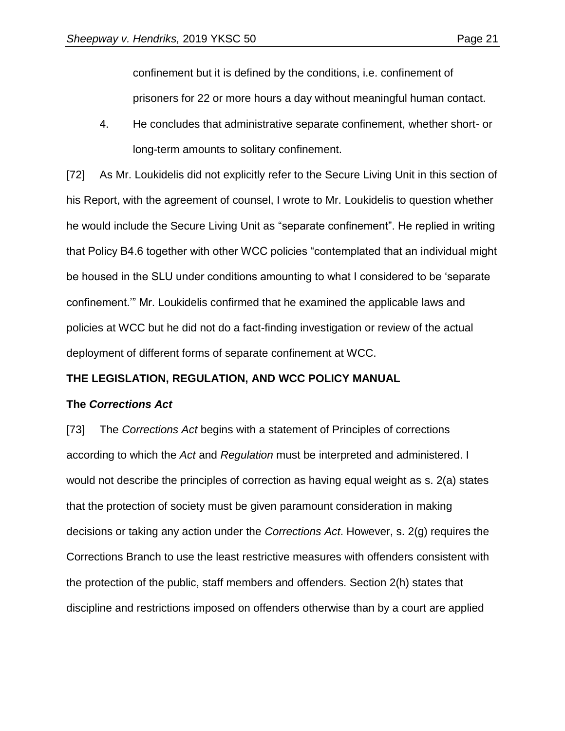confinement but it is defined by the conditions, i.e. confinement of prisoners for 22 or more hours a day without meaningful human contact.

4. He concludes that administrative separate confinement, whether short- or long-term amounts to solitary confinement.

[72] As Mr. Loukidelis did not explicitly refer to the Secure Living Unit in this section of his Report, with the agreement of counsel, I wrote to Mr. Loukidelis to question whether he would include the Secure Living Unit as “separate confinement”. He replied in writing that Policy B4.6 together with other WCC policies “contemplated that an individual might be housed in the SLU under conditions amounting to what I considered to be ‘separate confinement.’” Mr. Loukidelis confirmed that he examined the applicable laws and policies at WCC but he did not do a fact-finding investigation or review of the actual deployment of different forms of separate confinement at WCC.

## THE LEGISLATION, REGULATION, AND WCC POLICY MANUAL

### The *Corrections Act*

[73] The *Corrections Act* begins with a statement of Principles of corrections according to which the *Act* and *Regulation* must be interpreted and administered. I would not describe the principles of correction as having equal weight as s. 2(a) states that the protection of society must be given paramount consideration in making decisions or taking any action under the *Corrections Act*. However, s. 2(g) requires the Corrections Branch to use the least restrictive measures with offenders consistent with the protection of the public, staff members and offenders. Section 2(h) states that discipline and restrictions imposed on offenders otherwise than by a court are applied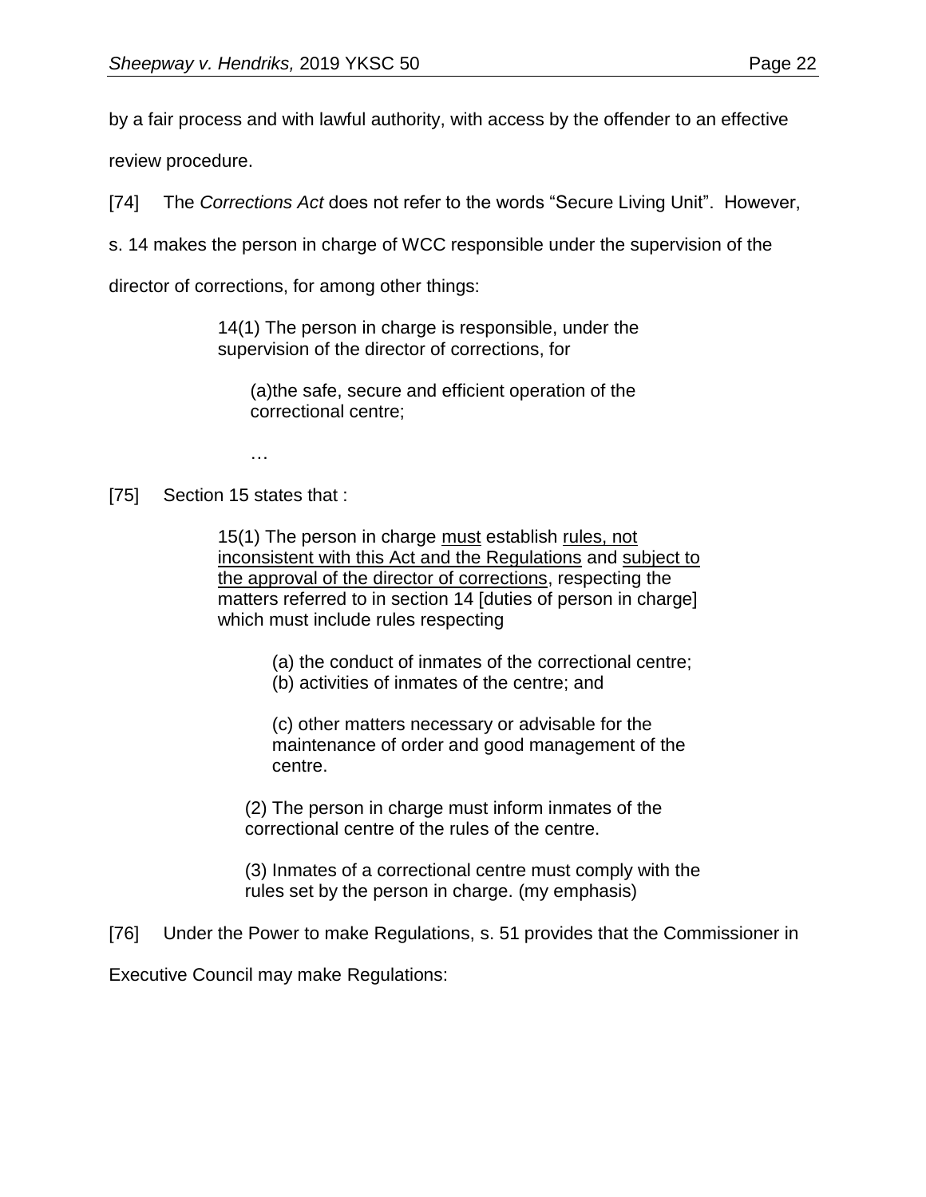by a fair process and with lawful authority, with access by the offender to an effective review procedure.

[74] The *Corrections Act* does not refer to the words "Secure Living Unit". However, s. 14 makes the person in charge of WCC responsible under the supervision of the director of corrections, for among other things:

> 14(1) The person in charge is responsible, under the supervision of the director of corrections, for
>
> (a)the safe, secure and efficient operation of the correctional centre;
>
> …

[75] Section 15 states that :

> 15(1) The person in charge <u>must</u> establish <u>rules, not inconsistent with this Act and the Regulations</u> and <u>subject to the approval of the director of corrections</u>, respecting the matters referred to in section 14 [duties of person in charge] which must include rules respecting
>
> (a) the conduct of inmates of the correctional centre;
> (b) activities of inmates of the centre; and
>
> (c) other matters necessary or advisable for the maintenance of order and good management of the centre.
>
> (2) The person in charge must inform inmates of the correctional centre of the rules of the centre.
>
> (3) Inmates of a correctional centre must comply with the rules set by the person in charge. (my emphasis)

[76] Under the Power to make Regulations, s. 51 provides that the Commissioner in Executive Council may make Regulations: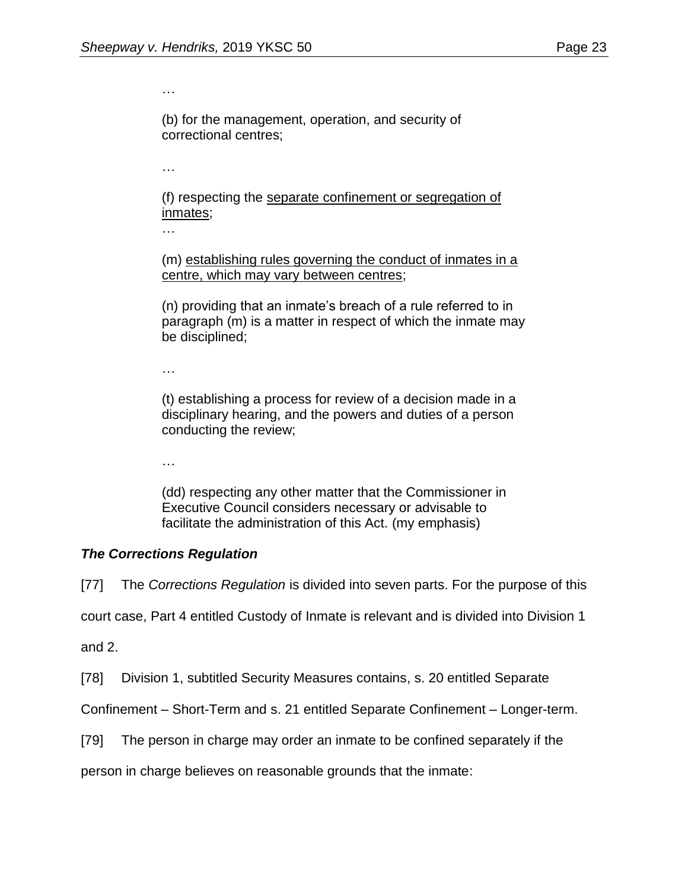…

> (b) for the management, operation, and security of correctional centres;
>
> …
>
> (f) respecting the <u>separate confinement or segregation of inmates</u>;
>
> …
>
> (m) <u>establishing rules governing the conduct of inmates in a centre, which may vary between centres</u>;
>
> (n) providing that an inmate's breach of a rule referred to in paragraph (m) is a matter in respect of which the inmate may be disciplined;
>
> …
>
> (t) establishing a process for review of a decision made in a disciplinary hearing, and the powers and duties of a person conducting the review;
>
> …
>
> (dd) respecting any other matter that the Commissioner in Executive Council considers necessary or advisable to facilitate the administration of this Act. (my emphasis)

### *The Corrections Regulation*

[77] The *Corrections Regulation* is divided into seven parts. For the purpose of this court case, Part 4 entitled Custody of Inmate is relevant and is divided into Division 1 and 2.

[78] Division 1, subtitled Security Measures contains, s. 20 entitled Separate Confinement – Short-Term and s. 21 entitled Separate Confinement – Longer-term.

[79] The person in charge may order an inmate to be confined separately if the person in charge believes on reasonable grounds that the inmate: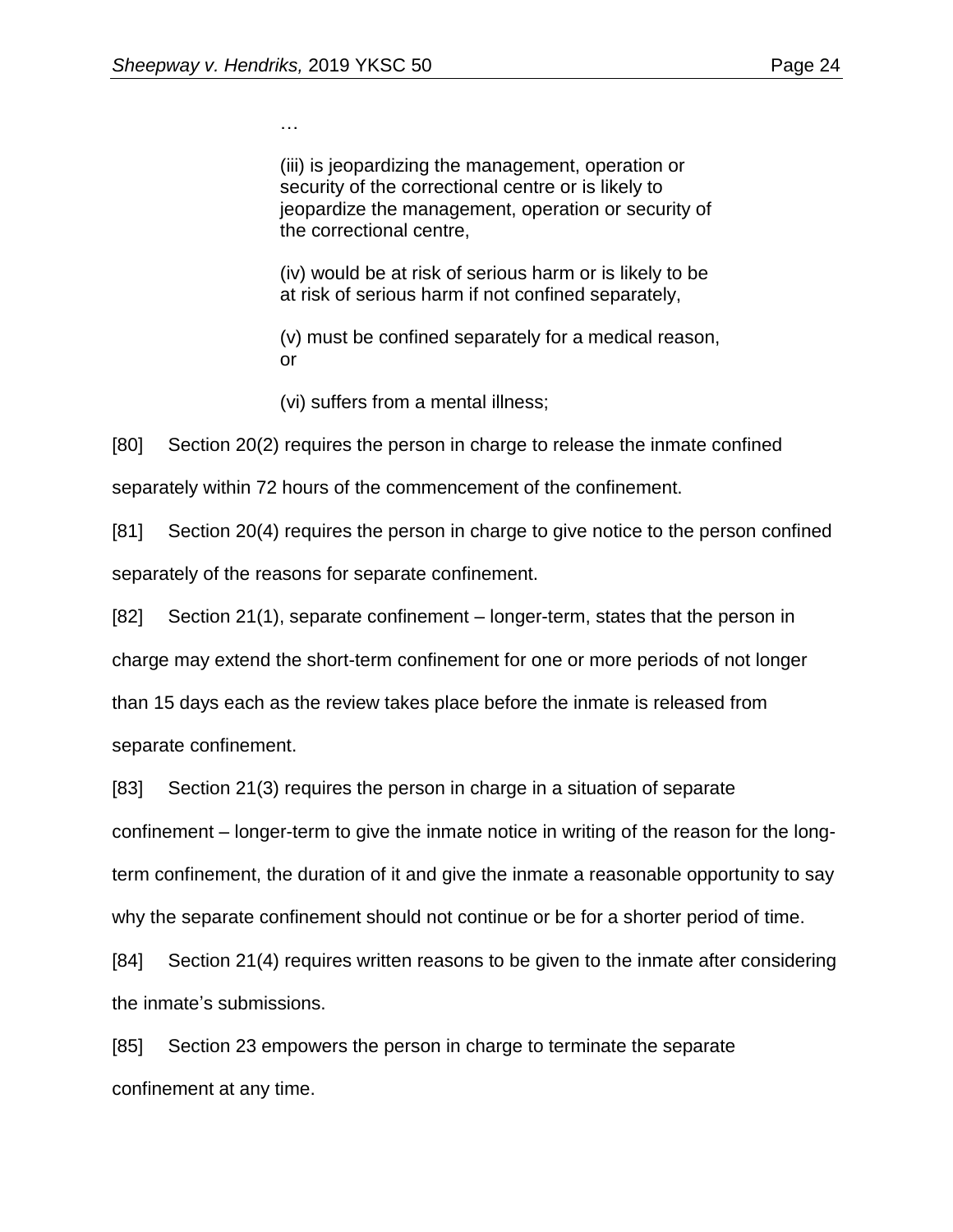…

> (iii) is jeopardizing the management, operation or security of the correctional centre or is likely to jeopardize the management, operation or security of the correctional centre,
>
> (iv) would be at risk of serious harm or is likely to be at risk of serious harm if not confined separately,
>
> (v) must be confined separately for a medical reason, or
>
> (vi) suffers from a mental illness;

[80] Section 20(2) requires the person in charge to release the inmate confined separately within 72 hours of the commencement of the confinement.

[81] Section 20(4) requires the person in charge to give notice to the person confined separately of the reasons for separate confinement.

[82] Section 21(1), separate confinement – longer-term, states that the person in charge may extend the short-term confinement for one or more periods of not longer than 15 days each as the review takes place before the inmate is released from separate confinement.

[83] Section 21(3) requires the person in charge in a situation of separate confinement – longer-term to give the inmate notice in writing of the reason for the long-term confinement, the duration of it and give the inmate a reasonable opportunity to say why the separate confinement should not continue or be for a shorter period of time.

[84] Section 21(4) requires written reasons to be given to the inmate after considering the inmate's submissions.

[85] Section 23 empowers the person in charge to terminate the separate confinement at any time.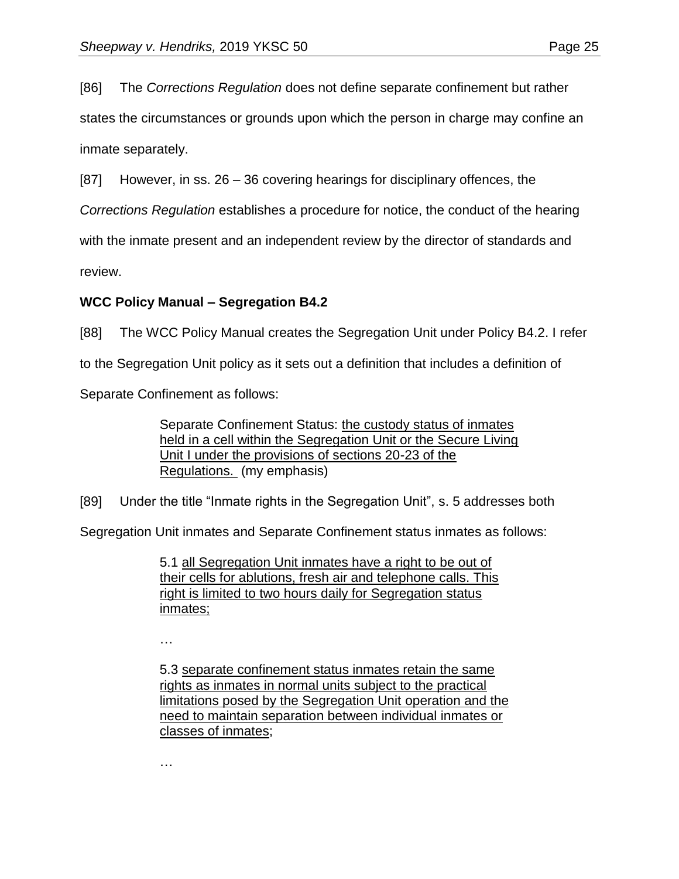[86] The *Corrections Regulation* does not define separate confinement but rather states the circumstances or grounds upon which the person in charge may confine an inmate separately.

[87] However, in ss. 26 – 36 covering hearings for disciplinary offences, the *Corrections Regulation* establishes a procedure for notice, the conduct of the hearing with the inmate present and an independent review by the director of standards and review.

**WCC Policy Manual – Segregation B4.2**

[88] The WCC Policy Manual creates the Segregation Unit under Policy B4.2. I refer to the Segregation Unit policy as it sets out a definition that includes a definition of Separate Confinement as follows:

> Separate Confinement Status: <u>the custody status of inmates held in a cell within the Segregation Unit or the Secure Living Unit I under the provisions of sections 20-23 of the Regulations.</u> (my emphasis)

[89] Under the title "Inmate rights in the Segregation Unit", s. 5 addresses both Segregation Unit inmates and Separate Confinement status inmates as follows:

> 5.1 <u>all Segregation Unit inmates have a right to be out of their cells for ablutions, fresh air and telephone calls. This right is limited to two hours daily for Segregation status inmates;</u>
>
> …
>
> 5.3 <u>separate confinement status inmates retain the same rights as inmates in normal units subject to the practical limitations posed by the Segregation Unit operation and the need to maintain separation between individual inmates or classes of inmates</u>;
>
> …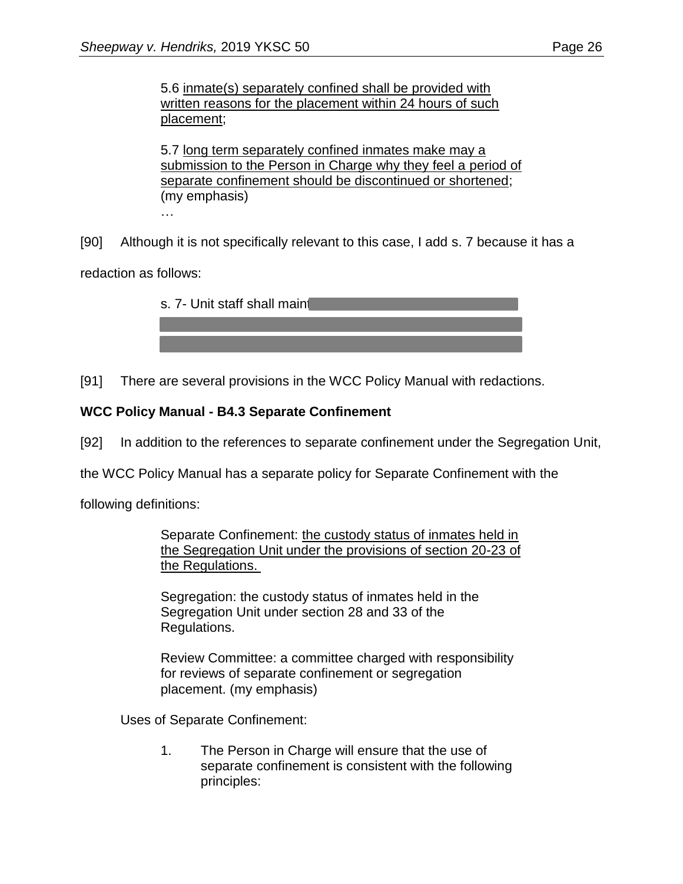5.6 inmate(s) separately confined shall be provided with written reasons for the placement within 24 hours of such placement;

5.7 long term separately confined inmates make may a submission to the Person in Charge why they feel a period of separate confinement should be discontinued or shortened; (my emphasis)

…

[90] Although it is not specifically relevant to this case, I add s. 7 because it has a redaction as follows:

s. 7- Unit staff shall maint

[91] There are several provisions in the WCC Policy Manual with redactions.

**WCC Policy Manual - B4.3 Separate Confinement**

[92] In addition to the references to separate confinement under the Segregation Unit, the WCC Policy Manual has a separate policy for Separate Confinement with the following definitions:

Separate Confinement: the custody status of inmates held in the Segregation Unit under the provisions of section 20-23 of the Regulations.

Segregation: the custody status of inmates held in the Segregation Unit under section 28 and 33 of the Regulations.

Review Committee: a committee charged with responsibility for reviews of separate confinement or segregation placement. (my emphasis)

Uses of Separate Confinement:

1. The Person in Charge will ensure that the use of separate confinement is consistent with the following principles: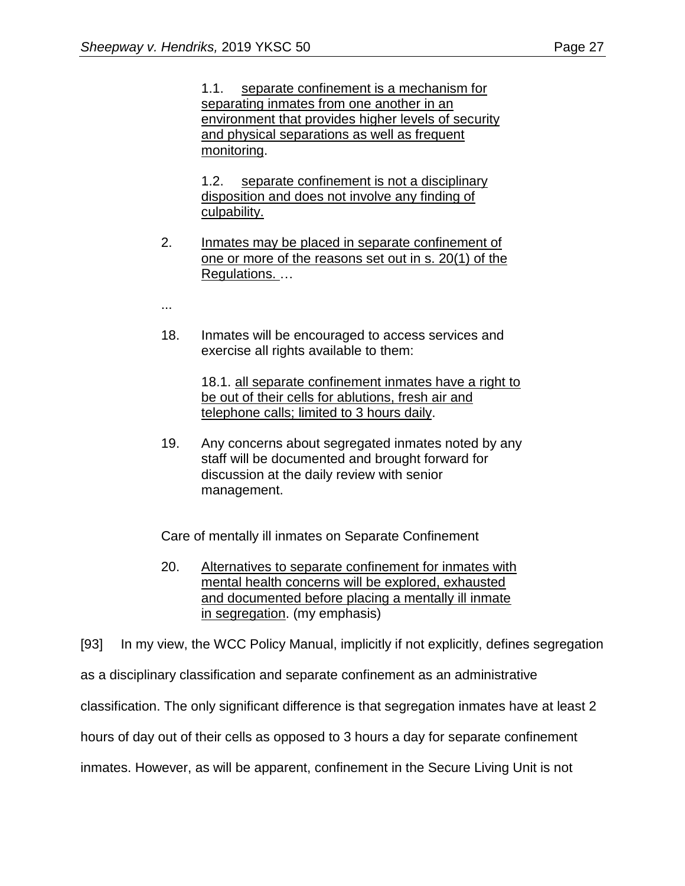> 1.1. <u>separate confinement is a mechanism for separating inmates from one another in an environment that provides higher levels of security and physical separations as well as frequent monitoring</u>.
>
> 1.2. <u>separate confinement is not a disciplinary disposition and does not involve any finding of culpability.</u>
>
> 2. <u>Inmates may be placed in separate confinement of one or more of the reasons set out in s. 20(1) of the Regulations.</u> …
>
> ...
>
> 18. Inmates will be encouraged to access services and exercise all rights available to them:
>
> 18.1. <u>all separate confinement inmates have a right to be out of their cells for ablutions, fresh air and telephone calls; limited to 3 hours daily</u>.
>
> 19. Any concerns about segregated inmates noted by any staff will be documented and brought forward for discussion at the daily review with senior management.
>
> Care of mentally ill inmates on Separate Confinement
>
> 20. <u>Alternatives to separate confinement for inmates with mental health concerns will be explored, exhausted and documented before placing a mentally ill inmate in segregation</u>. (my emphasis)

[93] In my view, the WCC Policy Manual, implicitly if not explicitly, defines segregation as a disciplinary classification and separate confinement as an administrative classification. The only significant difference is that segregation inmates have at least 2 hours of day out of their cells as opposed to 3 hours a day for separate confinement inmates. However, as will be apparent, confinement in the Secure Living Unit is not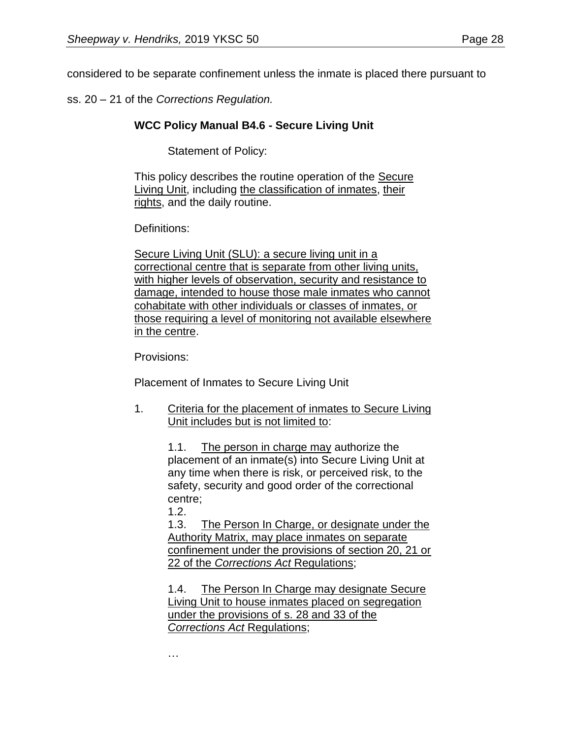considered to be separate confinement unless the inmate is placed there pursuant to ss. 20 – 21 of the *Corrections Regulation.*

> **WCC Policy Manual B4.6 - Secure Living Unit**
>
> Statement of Policy:
>
> This policy describes the routine operation of the <u>Secure Living Unit</u>, including <u>the classification of inmates</u>, <u>their rights</u>, and the daily routine.
>
> Definitions:
>
> <u>Secure Living Unit (SLU): a secure living unit in a correctional centre that is separate from other living units, with higher levels of observation, security and resistance to damage, intended to house those male inmates who cannot cohabitate with other individuals or classes of inmates, or those requiring a level of monitoring not available elsewhere in the centre</u>.
>
> Provisions:
>
> Placement of Inmates to Secure Living Unit
>
> 1. <u>Criteria for the placement of inmates to Secure Living Unit includes but is not limited to</u>:
>
>    1.1. <u>The person in charge may</u> authorize the placement of an inmate(s) into Secure Living Unit at any time when there is risk, or perceived risk, to the safety, security and good order of the correctional centre;
>
>    1.2.
>
>    1.3. <u>The Person In Charge, or designate under the Authority Matrix, may place inmates on separate confinement under the provisions of section 20, 21 or 22 of the *Corrections Act* Regulations</u>;
>
>    1.4. <u>The Person In Charge may designate Secure Living Unit to house inmates placed on segregation under the provisions of s. 28 and 33 of the *Corrections Act* Regulations</u>;
>
> …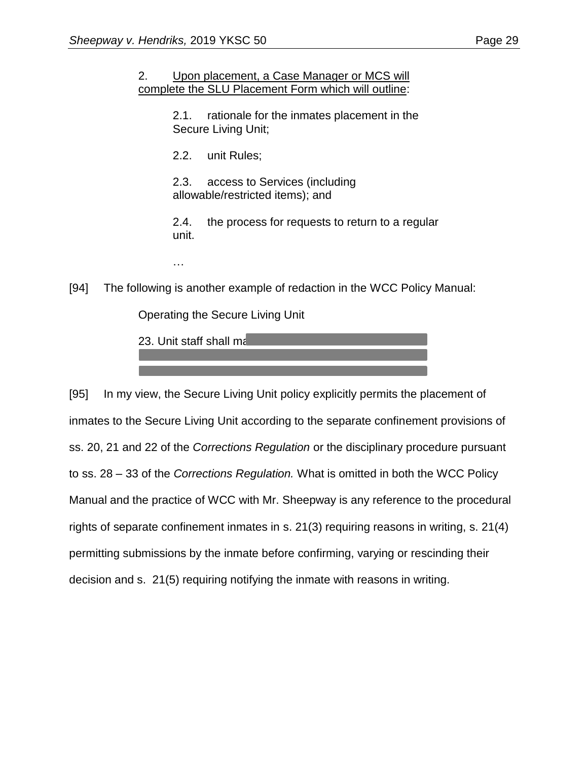> 2. <u>Upon placement, a Case Manager or MCS will complete the SLU Placement Form which will outline</u>:
>
> > 2.1. rationale for the inmates placement in the Secure Living Unit;
> >
> > 2.2. unit Rules;
> >
> > 2.3. access to Services (including allowable/restricted items); and
> >
> > 2.4. the process for requests to return to a regular unit.
> >
> > …

[94] The following is another example of redaction in the WCC Policy Manual:

> Operating the Secure Living Unit
>
> 23. Unit staff shall ma

[95] In my view, the Secure Living Unit policy explicitly permits the placement of inmates to the Secure Living Unit according to the separate confinement provisions of ss. 20, 21 and 22 of the *Corrections Regulation* or the disciplinary procedure pursuant to ss. 28 – 33 of the *Corrections Regulation.* What is omitted in both the WCC Policy Manual and the practice of WCC with Mr. Sheepway is any reference to the procedural rights of separate confinement inmates in s. 21(3) requiring reasons in writing, s. 21(4) permitting submissions by the inmate before confirming, varying or rescinding their decision and s. 21(5) requiring notifying the inmate with reasons in writing.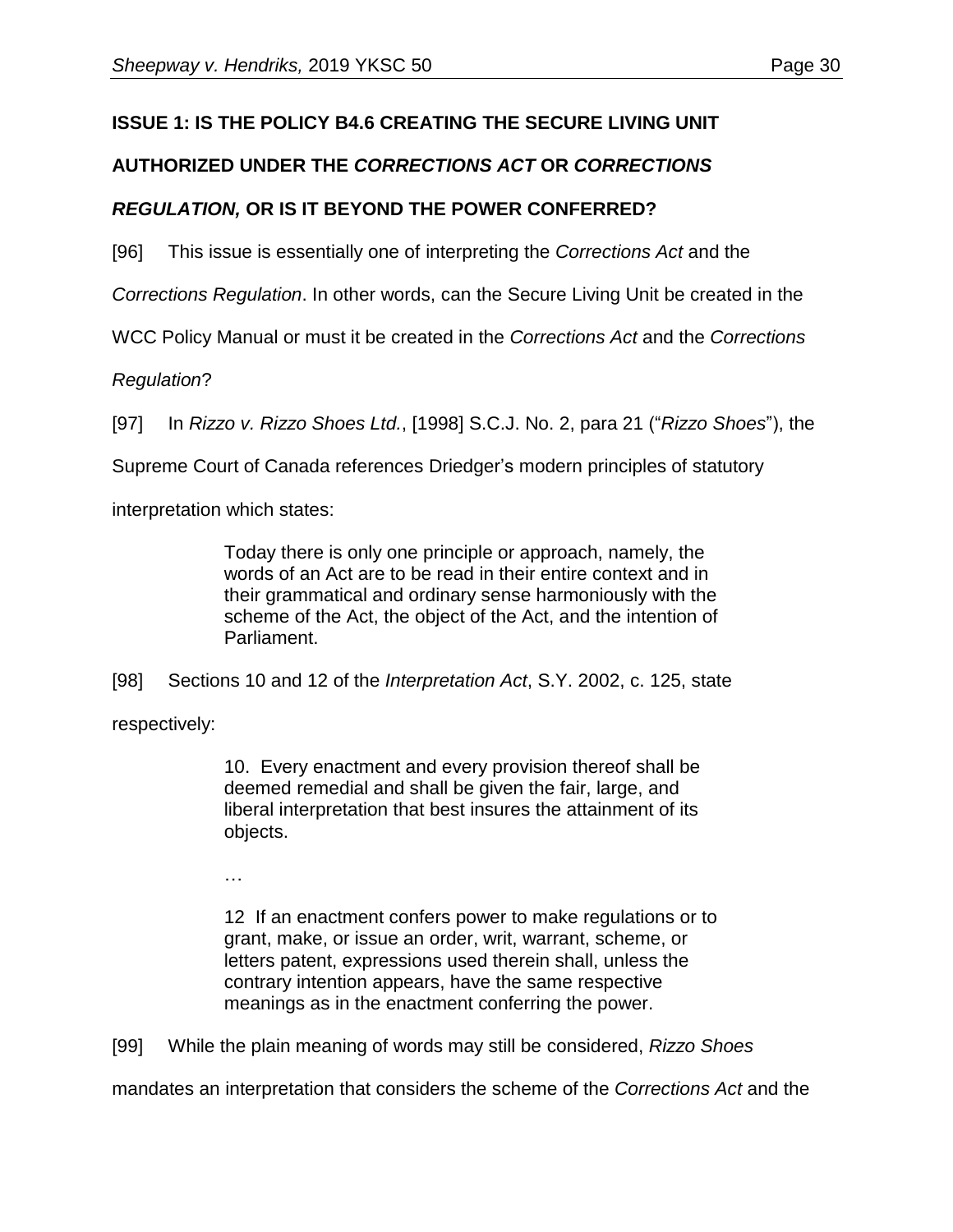**ISSUE 1: IS THE POLICY B4.6 CREATING THE SECURE LIVING UNIT AUTHORIZED UNDER THE *CORRECTIONS ACT* OR *CORRECTIONS REGULATION,* OR IS IT BEYOND THE POWER CONFERRED?**

[96] This issue is essentially one of interpreting the *Corrections Act* and the *Corrections Regulation*. In other words, can the Secure Living Unit be created in the WCC Policy Manual or must it be created in the *Corrections Act* and the *Corrections Regulation*?

[97] In *Rizzo v. Rizzo Shoes Ltd.*, [1998] S.C.J. No. 2, para 21 ("*Rizzo Shoes*"), the Supreme Court of Canada references Driedger's modern principles of statutory interpretation which states:

> Today there is only one principle or approach, namely, the words of an Act are to be read in their entire context and in their grammatical and ordinary sense harmoniously with the scheme of the Act, the object of the Act, and the intention of Parliament.

[98] Sections 10 and 12 of the *Interpretation Act*, S.Y. 2002, c. 125, state respectively:

> 10. Every enactment and every provision thereof shall be deemed remedial and shall be given the fair, large, and liberal interpretation that best insures the attainment of its objects.
>
> …
>
> 12 If an enactment confers power to make regulations or to grant, make, or issue an order, writ, warrant, scheme, or letters patent, expressions used therein shall, unless the contrary intention appears, have the same respective meanings as in the enactment conferring the power.

[99] While the plain meaning of words may still be considered, *Rizzo Shoes* mandates an interpretation that considers the scheme of the *Corrections Act* and the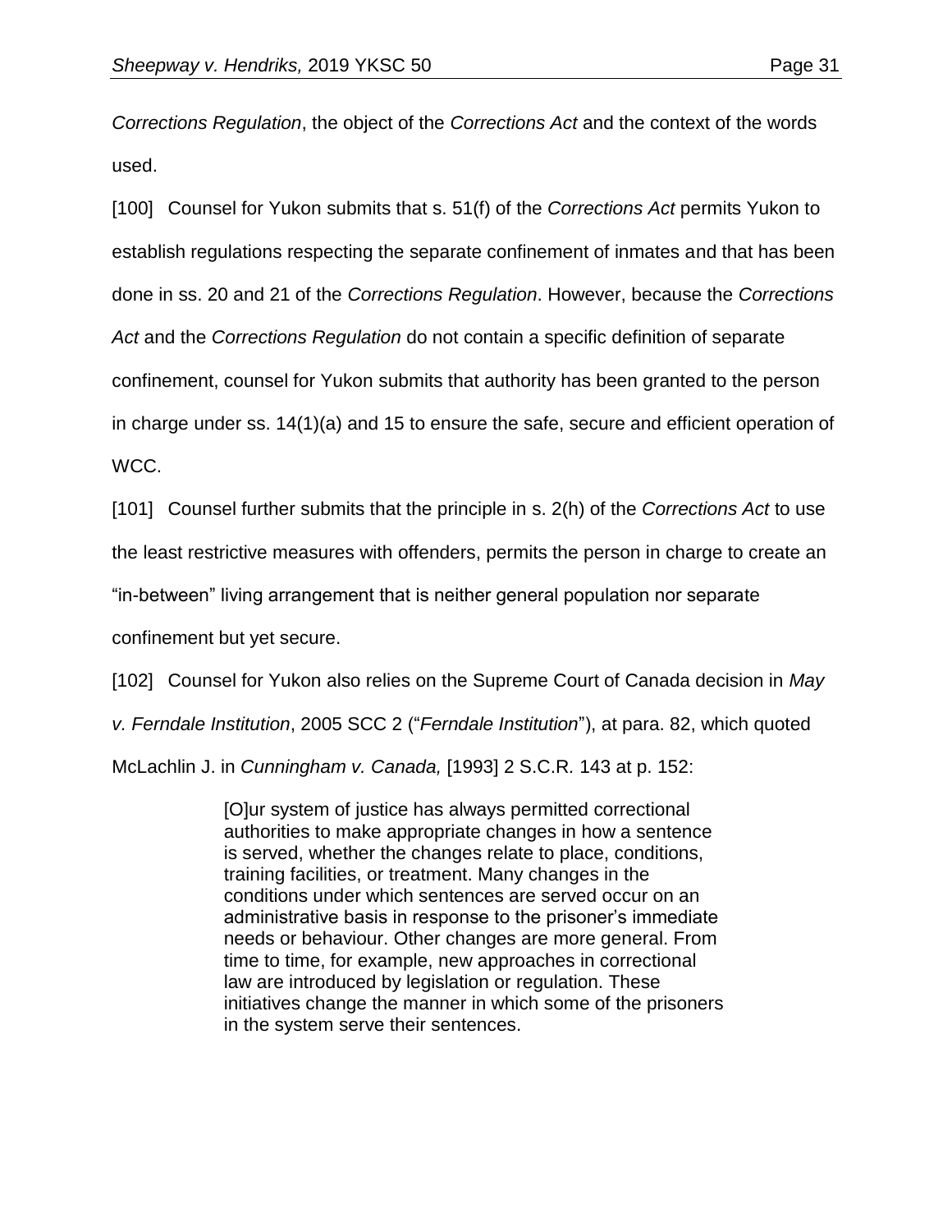*Corrections Regulation*, the object of the *Corrections Act* and the context of the words used.

[100] Counsel for Yukon submits that s. 51(f) of the *Corrections Act* permits Yukon to establish regulations respecting the separate confinement of inmates and that has been done in ss. 20 and 21 of the *Corrections Regulation*. However, because the *Corrections Act* and the *Corrections Regulation* do not contain a specific definition of separate confinement, counsel for Yukon submits that authority has been granted to the person in charge under ss. 14(1)(a) and 15 to ensure the safe, secure and efficient operation of WCC.

[101] Counsel further submits that the principle in s. 2(h) of the *Corrections Act* to use the least restrictive measures with offenders, permits the person in charge to create an "in-between" living arrangement that is neither general population nor separate confinement but yet secure.

[102] Counsel for Yukon also relies on the Supreme Court of Canada decision in *May v. Ferndale Institution*, 2005 SCC 2 ("*Ferndale Institution*"), at para. 82, which quoted McLachlin J. in *Cunningham v. Canada,* [1993] 2 S.C.R. 143 at p. 152:

> [O]ur system of justice has always permitted correctional authorities to make appropriate changes in how a sentence is served, whether the changes relate to place, conditions, training facilities, or treatment. Many changes in the conditions under which sentences are served occur on an administrative basis in response to the prisoner's immediate needs or behaviour. Other changes are more general. From time to time, for example, new approaches in correctional law are introduced by legislation or regulation. These initiatives change the manner in which some of the prisoners in the system serve their sentences.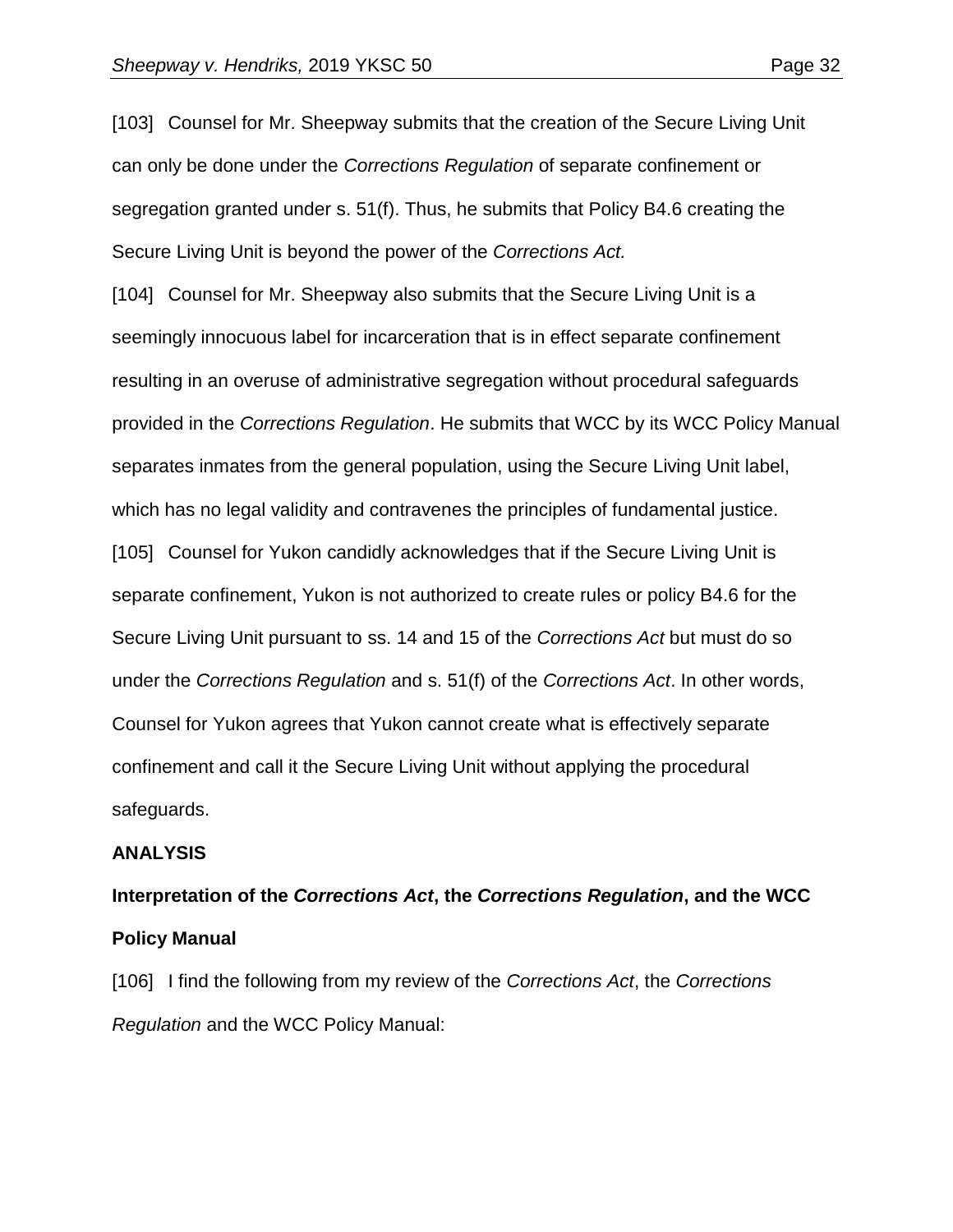[103] Counsel for Mr. Sheepway submits that the creation of the Secure Living Unit can only be done under the *Corrections Regulation* of separate confinement or segregation granted under s. 51(f). Thus, he submits that Policy B4.6 creating the Secure Living Unit is beyond the power of the *Corrections Act.*

[104] Counsel for Mr. Sheepway also submits that the Secure Living Unit is a seemingly innocuous label for incarceration that is in effect separate confinement resulting in an overuse of administrative segregation without procedural safeguards provided in the *Corrections Regulation*. He submits that WCC by its WCC Policy Manual separates inmates from the general population, using the Secure Living Unit label, which has no legal validity and contravenes the principles of fundamental justice.

[105] Counsel for Yukon candidly acknowledges that if the Secure Living Unit is separate confinement, Yukon is not authorized to create rules or policy B4.6 for the Secure Living Unit pursuant to ss. 14 and 15 of the *Corrections Act* but must do so under the *Corrections Regulation* and s. 51(f) of the *Corrections Act*. In other words, Counsel for Yukon agrees that Yukon cannot create what is effectively separate confinement and call it the Secure Living Unit without applying the procedural safeguards.

**ANALYSIS**

**Interpretation of the *Corrections Act*, the *Corrections Regulation*, and the WCC Policy Manual**

[106] I find the following from my review of the *Corrections Act*, the *Corrections Regulation* and the WCC Policy Manual: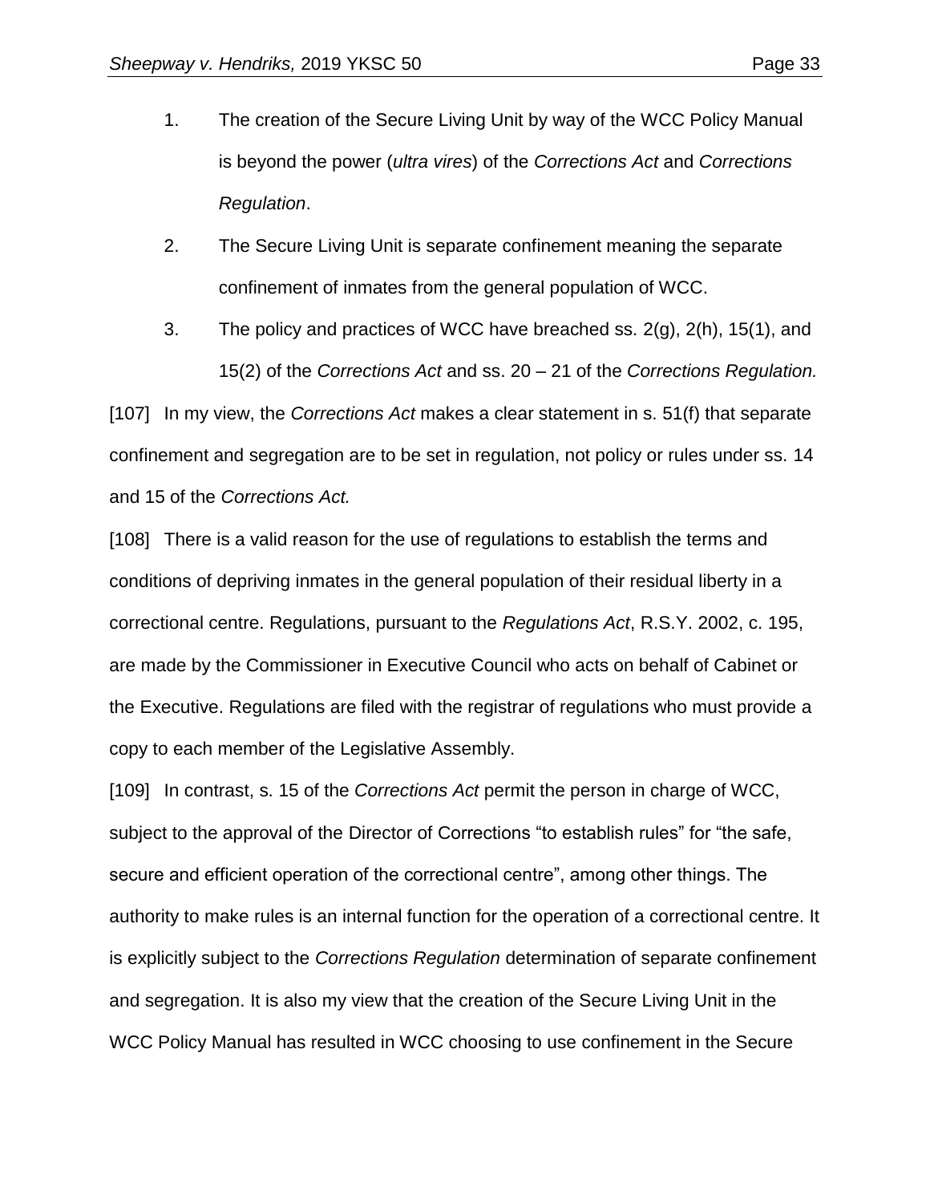1. The creation of the Secure Living Unit by way of the WCC Policy Manual is beyond the power (*ultra vires*) of the *Corrections Act* and *Corrections Regulation*.
2. The Secure Living Unit is separate confinement meaning the separate confinement of inmates from the general population of WCC.
3. The policy and practices of WCC have breached ss. 2(g), 2(h), 15(1), and 15(2) of the *Corrections Act* and ss. 20 – 21 of the *Corrections Regulation.*

[107] In my view, the *Corrections Act* makes a clear statement in s. 51(f) that separate confinement and segregation are to be set in regulation, not policy or rules under ss. 14 and 15 of the *Corrections Act.*

[108] There is a valid reason for the use of regulations to establish the terms and conditions of depriving inmates in the general population of their residual liberty in a correctional centre. Regulations, pursuant to the *Regulations Act*, R.S.Y. 2002, c. 195, are made by the Commissioner in Executive Council who acts on behalf of Cabinet or the Executive. Regulations are filed with the registrar of regulations who must provide a copy to each member of the Legislative Assembly.

[109] In contrast, s. 15 of the *Corrections Act* permit the person in charge of WCC, subject to the approval of the Director of Corrections "to establish rules" for "the safe, secure and efficient operation of the correctional centre", among other things. The authority to make rules is an internal function for the operation of a correctional centre. It is explicitly subject to the *Corrections Regulation* determination of separate confinement and segregation. It is also my view that the creation of the Secure Living Unit in the WCC Policy Manual has resulted in WCC choosing to use confinement in the Secure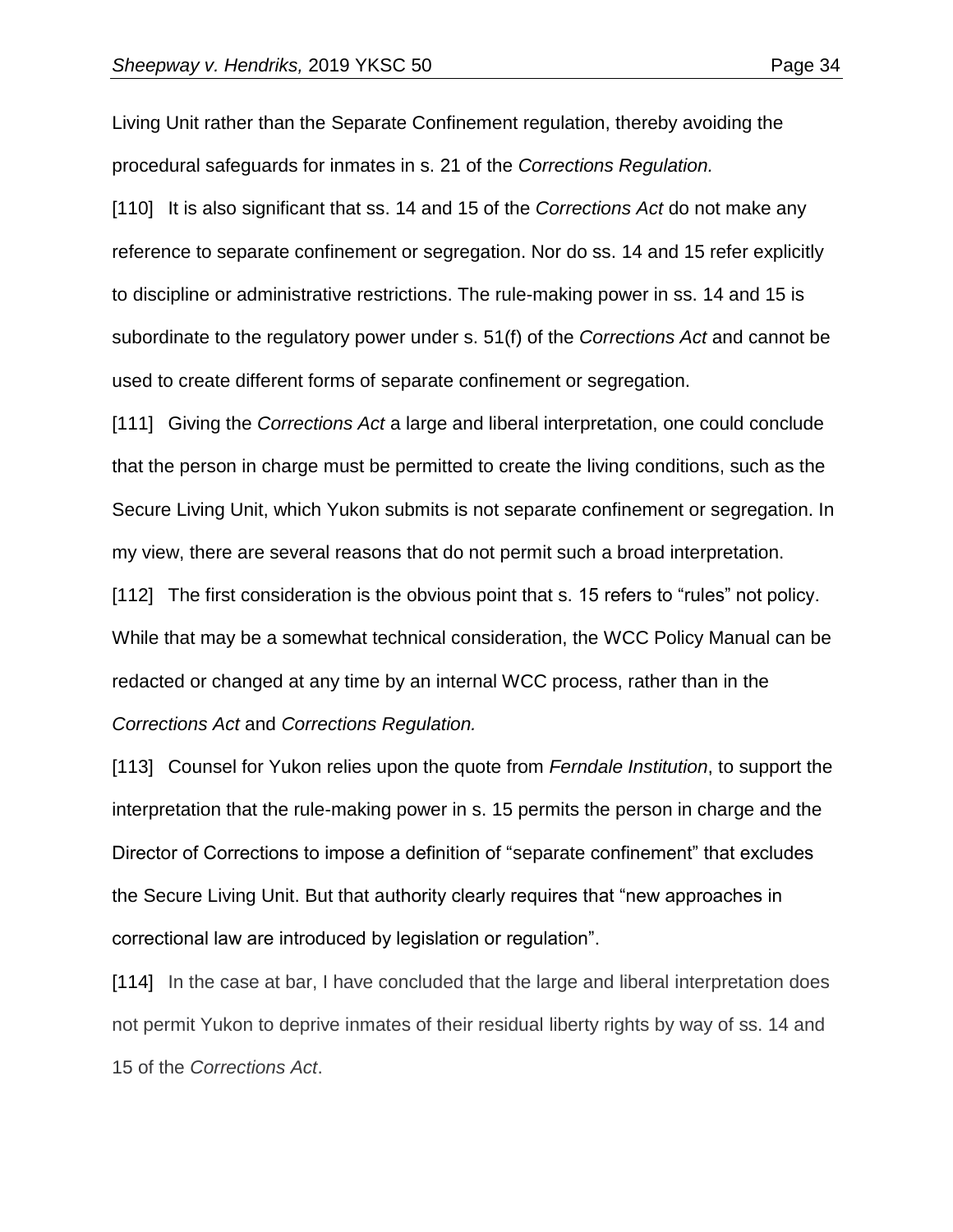Living Unit rather than the Separate Confinement regulation, thereby avoiding the procedural safeguards for inmates in s. 21 of the *Corrections Regulation.*

[110] It is also significant that ss. 14 and 15 of the *Corrections Act* do not make any reference to separate confinement or segregation. Nor do ss. 14 and 15 refer explicitly to discipline or administrative restrictions. The rule-making power in ss. 14 and 15 is subordinate to the regulatory power under s. 51(f) of the *Corrections Act* and cannot be used to create different forms of separate confinement or segregation.

[111] Giving the *Corrections Act* a large and liberal interpretation, one could conclude that the person in charge must be permitted to create the living conditions, such as the Secure Living Unit, which Yukon submits is not separate confinement or segregation. In my view, there are several reasons that do not permit such a broad interpretation.

[112] The first consideration is the obvious point that s. 15 refers to "rules" not policy. While that may be a somewhat technical consideration, the WCC Policy Manual can be redacted or changed at any time by an internal WCC process, rather than in the *Corrections Act* and *Corrections Regulation.*

[113] Counsel for Yukon relies upon the quote from *Ferndale Institution*, to support the interpretation that the rule-making power in s. 15 permits the person in charge and the Director of Corrections to impose a definition of "separate confinement" that excludes the Secure Living Unit. But that authority clearly requires that "new approaches in correctional law are introduced by legislation or regulation".

[114] In the case at bar, I have concluded that the large and liberal interpretation does not permit Yukon to deprive inmates of their residual liberty rights by way of ss. 14 and 15 of the *Corrections Act*.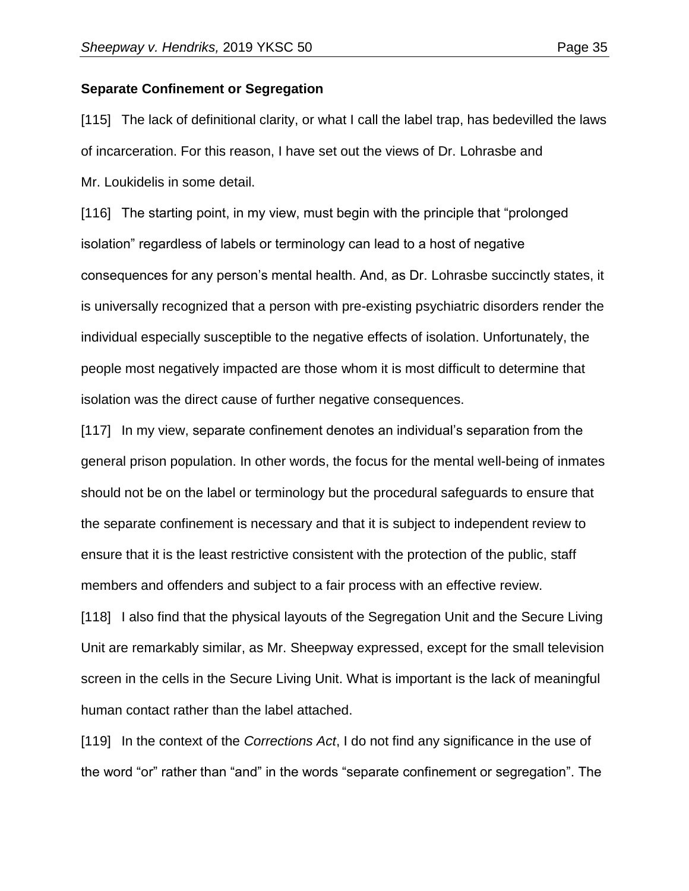**Separate Confinement or Segregation**

[115] The lack of definitional clarity, or what I call the label trap, has bedevilled the laws of incarceration. For this reason, I have set out the views of Dr. Lohrasbe and Mr. Loukidelis in some detail.

[116] The starting point, in my view, must begin with the principle that "prolonged isolation" regardless of labels or terminology can lead to a host of negative consequences for any person's mental health. And, as Dr. Lohrasbe succinctly states, it is universally recognized that a person with pre-existing psychiatric disorders render the individual especially susceptible to the negative effects of isolation. Unfortunately, the people most negatively impacted are those whom it is most difficult to determine that isolation was the direct cause of further negative consequences.

[117] In my view, separate confinement denotes an individual's separation from the general prison population. In other words, the focus for the mental well-being of inmates should not be on the label or terminology but the procedural safeguards to ensure that the separate confinement is necessary and that it is subject to independent review to ensure that it is the least restrictive consistent with the protection of the public, staff members and offenders and subject to a fair process with an effective review.

[118] I also find that the physical layouts of the Segregation Unit and the Secure Living Unit are remarkably similar, as Mr. Sheepway expressed, except for the small television screen in the cells in the Secure Living Unit. What is important is the lack of meaningful human contact rather than the label attached.

[119] In the context of the *Corrections Act*, I do not find any significance in the use of the word "or" rather than "and" in the words "separate confinement or segregation". The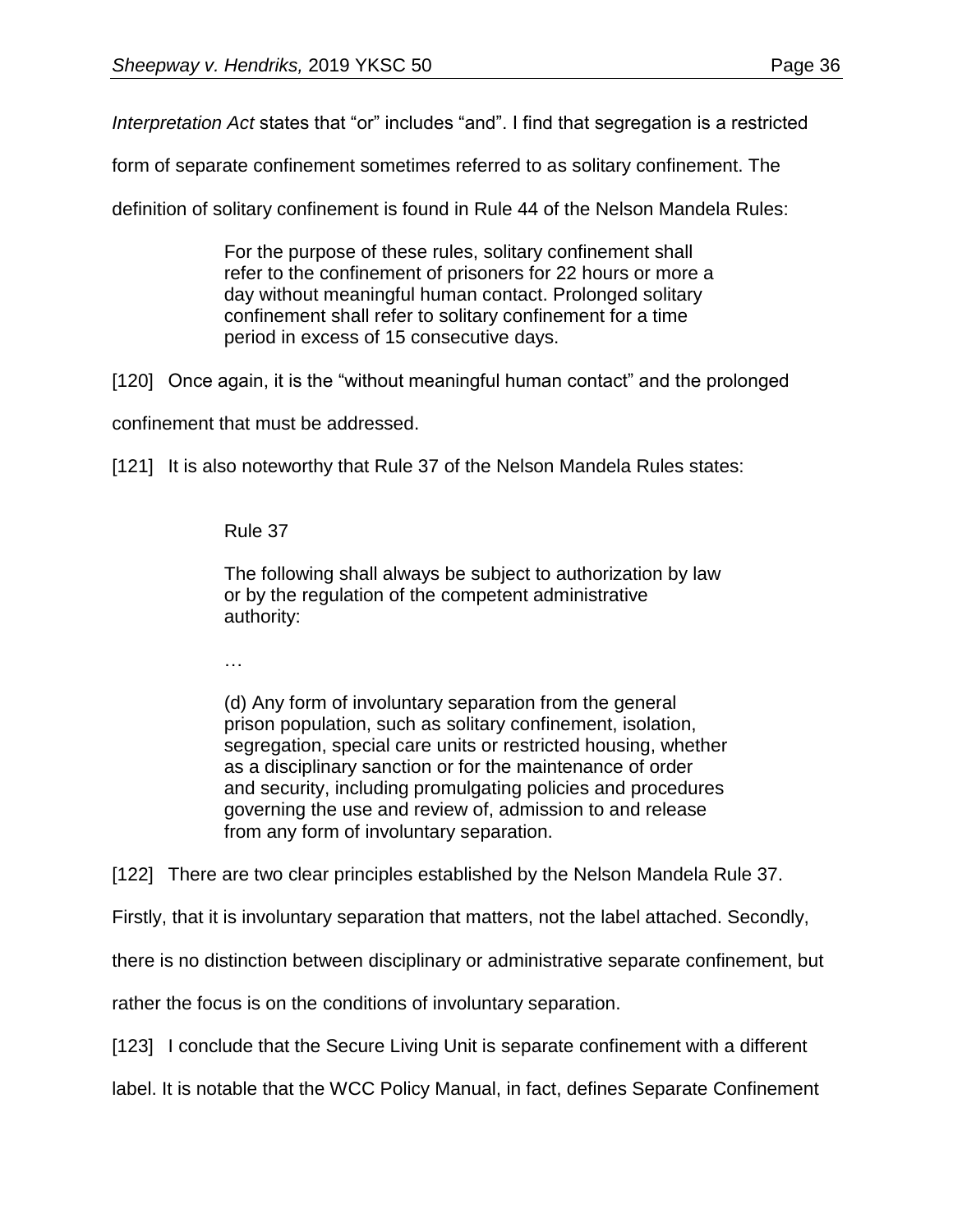*Interpretation Act* states that "or" includes "and". I find that segregation is a restricted form of separate confinement sometimes referred to as solitary confinement. The definition of solitary confinement is found in Rule 44 of the Nelson Mandela Rules:

> For the purpose of these rules, solitary confinement shall refer to the confinement of prisoners for 22 hours or more a day without meaningful human contact. Prolonged solitary confinement shall refer to solitary confinement for a time period in excess of 15 consecutive days.

[120] Once again, it is the "without meaningful human contact" and the prolonged confinement that must be addressed.

[121] It is also noteworthy that Rule 37 of the Nelson Mandela Rules states:

> Rule 37
>
> The following shall always be subject to authorization by law or by the regulation of the competent administrative authority:
>
> …
>
> (d) Any form of involuntary separation from the general prison population, such as solitary confinement, isolation, segregation, special care units or restricted housing, whether as a disciplinary sanction or for the maintenance of order and security, including promulgating policies and procedures governing the use and review of, admission to and release from any form of involuntary separation.

[122] There are two clear principles established by the Nelson Mandela Rule 37. Firstly, that it is involuntary separation that matters, not the label attached. Secondly, there is no distinction between disciplinary or administrative separate confinement, but rather the focus is on the conditions of involuntary separation.

[123] I conclude that the Secure Living Unit is separate confinement with a different label. It is notable that the WCC Policy Manual, in fact, defines Separate Confinement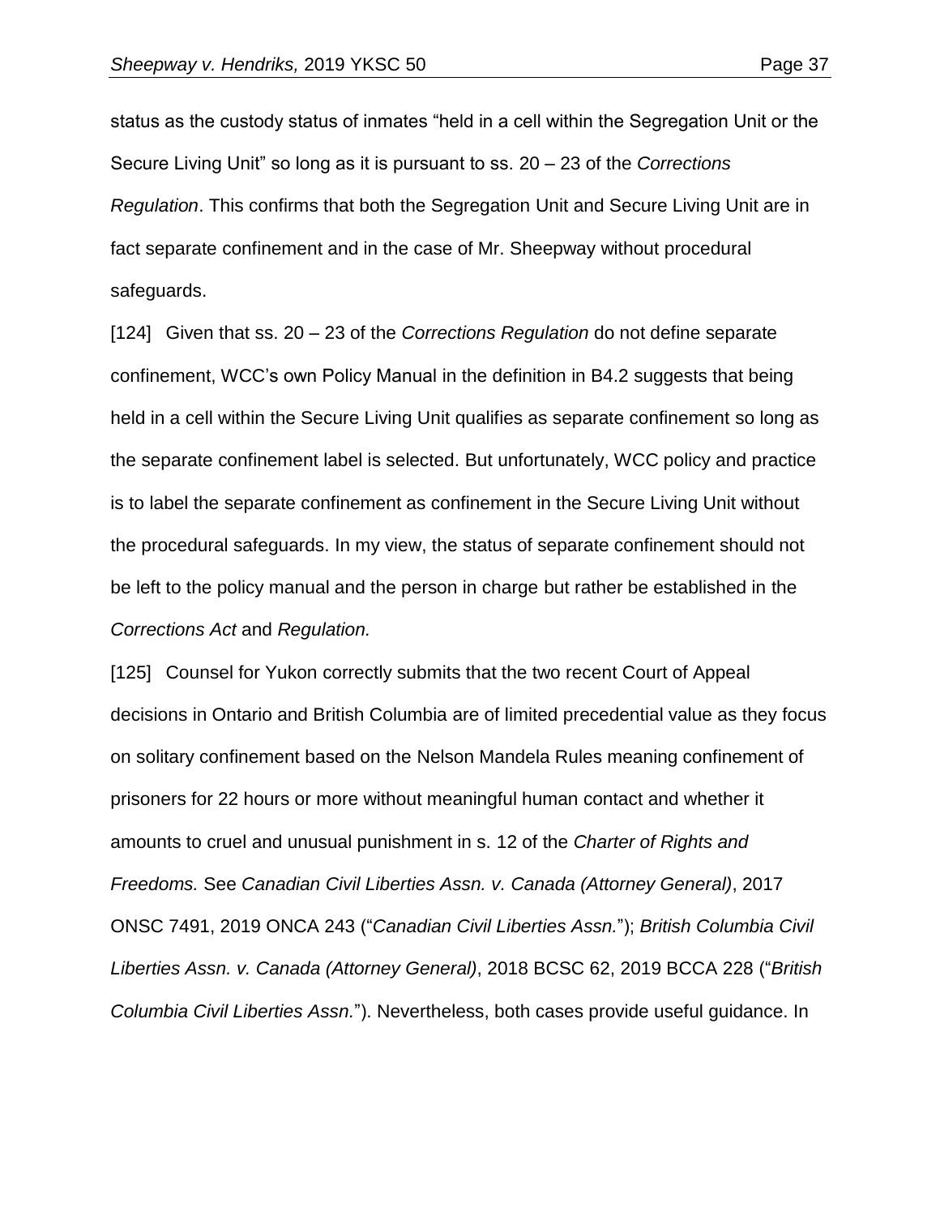status as the custody status of inmates "held in a cell within the Segregation Unit or the Secure Living Unit" so long as it is pursuant to ss. 20 – 23 of the *Corrections Regulation*. This confirms that both the Segregation Unit and Secure Living Unit are in fact separate confinement and in the case of Mr. Sheepway without procedural safeguards.

[124] Given that ss. 20 – 23 of the *Corrections Regulation* do not define separate confinement, WCC's own Policy Manual in the definition in B4.2 suggests that being held in a cell within the Secure Living Unit qualifies as separate confinement so long as the separate confinement label is selected. But unfortunately, WCC policy and practice is to label the separate confinement as confinement in the Secure Living Unit without the procedural safeguards. In my view, the status of separate confinement should not be left to the policy manual and the person in charge but rather be established in the *Corrections Act* and *Regulation.*

[125] Counsel for Yukon correctly submits that the two recent Court of Appeal decisions in Ontario and British Columbia are of limited precedential value as they focus on solitary confinement based on the Nelson Mandela Rules meaning confinement of prisoners for 22 hours or more without meaningful human contact and whether it amounts to cruel and unusual punishment in s. 12 of the *Charter of Rights and Freedoms.* See *Canadian Civil Liberties Assn. v. Canada (Attorney General)*, 2017 ONSC 7491, 2019 ONCA 243 ("*Canadian Civil Liberties Assn.*"); *British Columbia Civil Liberties Assn. v. Canada (Attorney General)*, 2018 BCSC 62, 2019 BCCA 228 ("*British Columbia Civil Liberties Assn.*"). Nevertheless, both cases provide useful guidance. In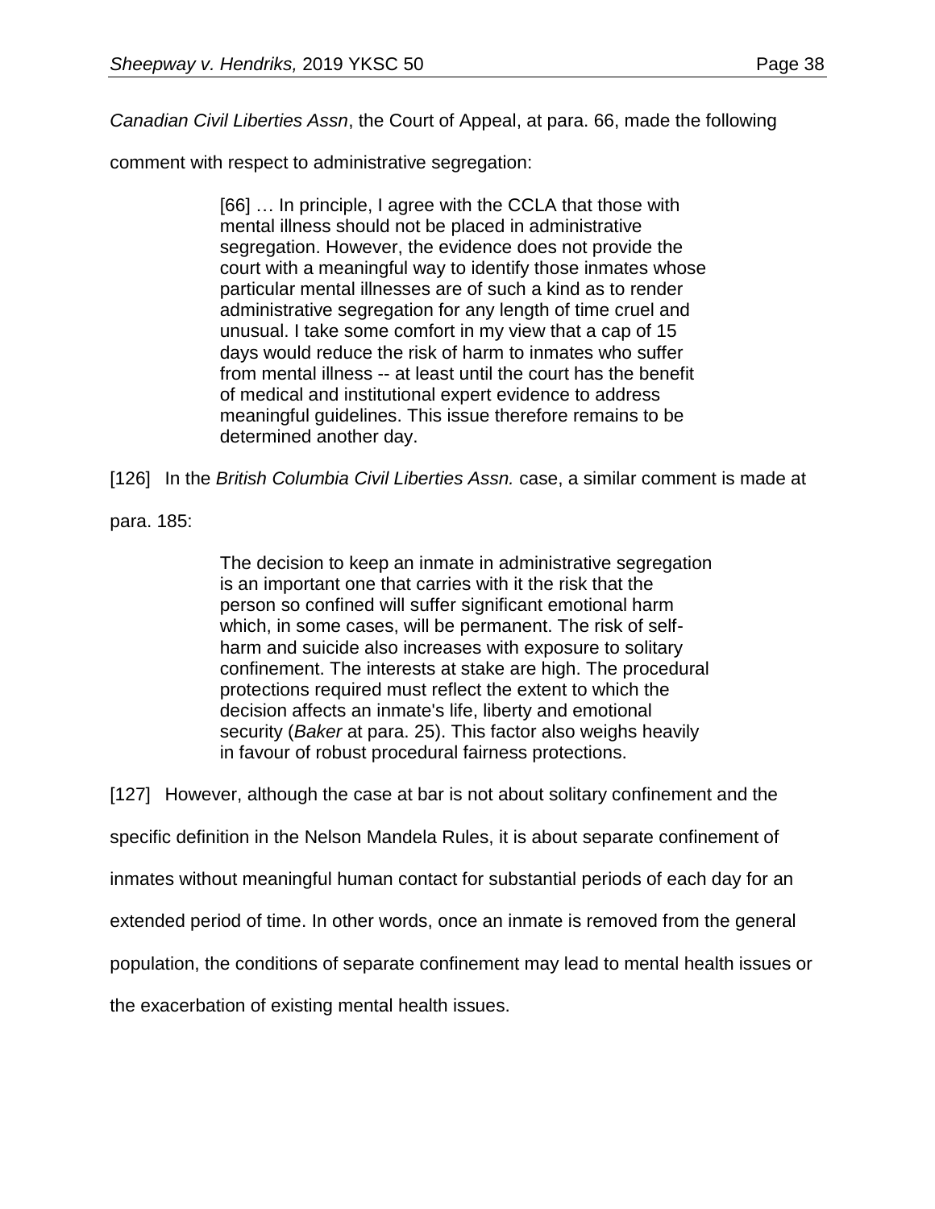*Canadian Civil Liberties Assn*, the Court of Appeal, at para. 66, made the following comment with respect to administrative segregation:

> [66] … In principle, I agree with the CCLA that those with mental illness should not be placed in administrative segregation. However, the evidence does not provide the court with a meaningful way to identify those inmates whose particular mental illnesses are of such a kind as to render administrative segregation for any length of time cruel and unusual. I take some comfort in my view that a cap of 15 days would reduce the risk of harm to inmates who suffer from mental illness -- at least until the court has the benefit of medical and institutional expert evidence to address meaningful guidelines. This issue therefore remains to be determined another day.

[126] In the *British Columbia Civil Liberties Assn.* case, a similar comment is made at para. 185:

> The decision to keep an inmate in administrative segregation is an important one that carries with it the risk that the person so confined will suffer significant emotional harm which, in some cases, will be permanent. The risk of self-harm and suicide also increases with exposure to solitary confinement. The interests at stake are high. The procedural protections required must reflect the extent to which the decision affects an inmate's life, liberty and emotional security (*Baker* at para. 25). This factor also weighs heavily in favour of robust procedural fairness protections.

[127] However, although the case at bar is not about solitary confinement and the specific definition in the Nelson Mandela Rules, it is about separate confinement of inmates without meaningful human contact for substantial periods of each day for an extended period of time. In other words, once an inmate is removed from the general population, the conditions of separate confinement may lead to mental health issues or the exacerbation of existing mental health issues.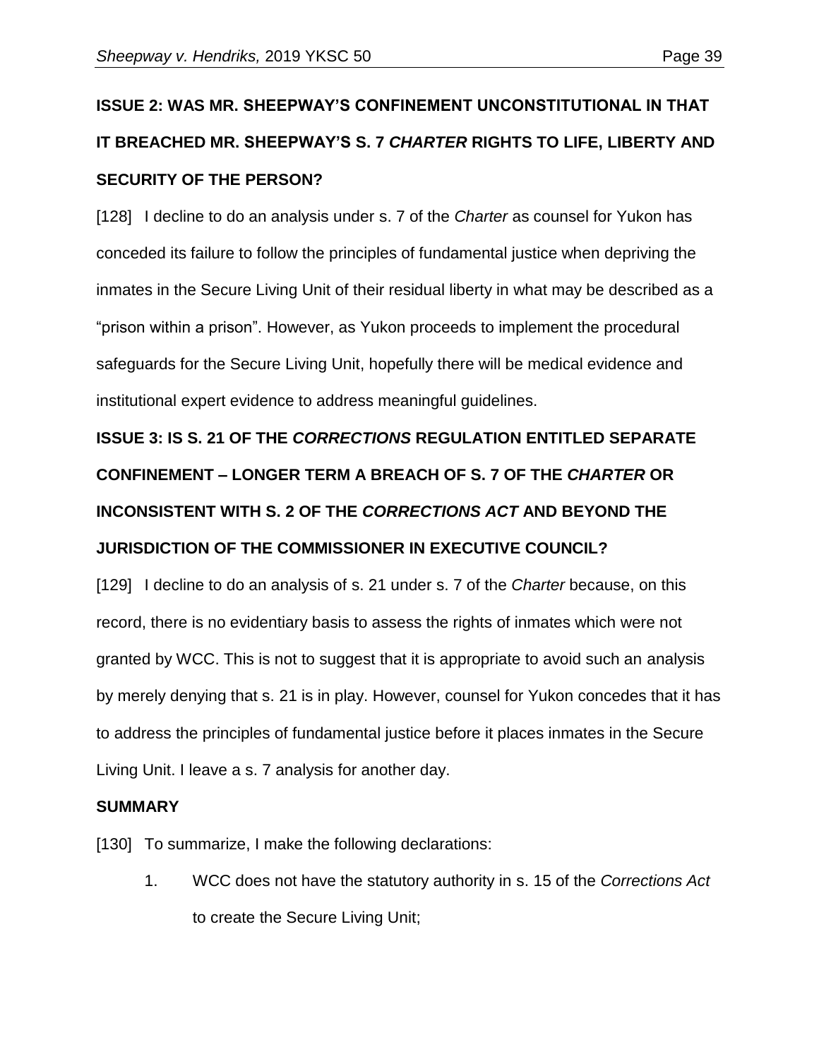## ISSUE 2: WAS MR. SHEEPWAY'S CONFINEMENT UNCONSTITUTIONAL IN THAT IT BREACHED MR. SHEEPWAY'S S. 7 *CHARTER* RIGHTS TO LIFE, LIBERTY AND SECURITY OF THE PERSON?

[128] I decline to do an analysis under s. 7 of the *Charter* as counsel for Yukon has conceded its failure to follow the principles of fundamental justice when depriving the inmates in the Secure Living Unit of their residual liberty in what may be described as a "prison within a prison". However, as Yukon proceeds to implement the procedural safeguards for the Secure Living Unit, hopefully there will be medical evidence and institutional expert evidence to address meaningful guidelines.

## ISSUE 3: IS S. 21 OF THE *CORRECTIONS* REGULATION ENTITLED SEPARATE CONFINEMENT – LONGER TERM A BREACH OF S. 7 OF THE *CHARTER* OR INCONSISTENT WITH S. 2 OF THE *CORRECTIONS ACT* AND BEYOND THE JURISDICTION OF THE COMMISSIONER IN EXECUTIVE COUNCIL?

[129] I decline to do an analysis of s. 21 under s. 7 of the *Charter* because, on this record, there is no evidentiary basis to assess the rights of inmates which were not granted by WCC. This is not to suggest that it is appropriate to avoid such an analysis by merely denying that s. 21 is in play. However, counsel for Yukon concedes that it has to address the principles of fundamental justice before it places inmates in the Secure Living Unit. I leave a s. 7 analysis for another day.

### SUMMARY

[130] To summarize, I make the following declarations:

1. WCC does not have the statutory authority in s. 15 of the *Corrections Act* to create the Secure Living Unit;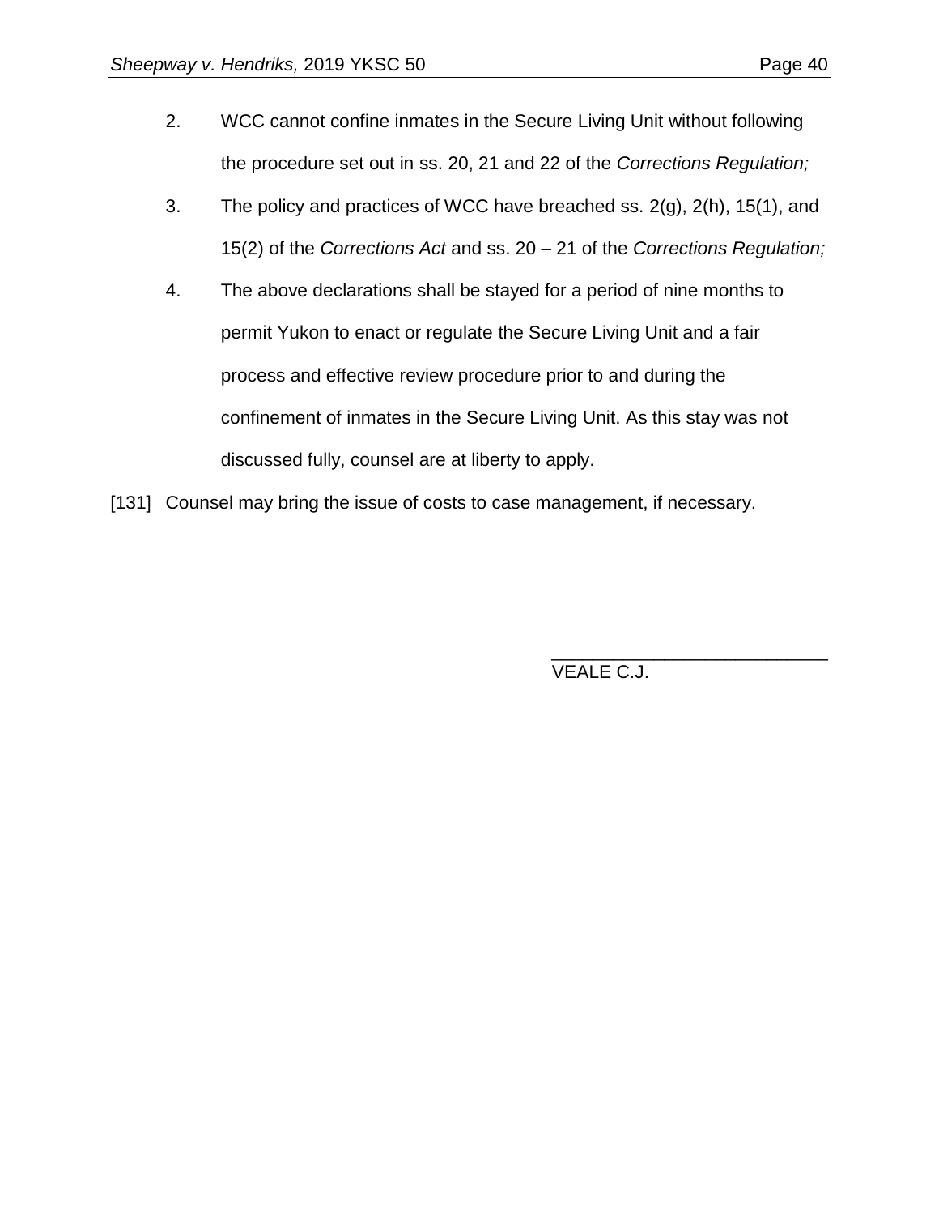2. WCC cannot confine inmates in the Secure Living Unit without following the procedure set out in ss. 20, 21 and 22 of the *Corrections Regulation;*

3. The policy and practices of WCC have breached ss. 2(g), 2(h), 15(1), and 15(2) of the *Corrections Act* and ss. 20 – 21 of the *Corrections Regulation;*

4. The above declarations shall be stayed for a period of nine months to permit Yukon to enact or regulate the Secure Living Unit and a fair process and effective review procedure prior to and during the confinement of inmates in the Secure Living Unit. As this stay was not discussed fully, counsel are at liberty to apply.

[131] Counsel may bring the issue of costs to case management, if necessary.

___________________________
VEALE C.J.